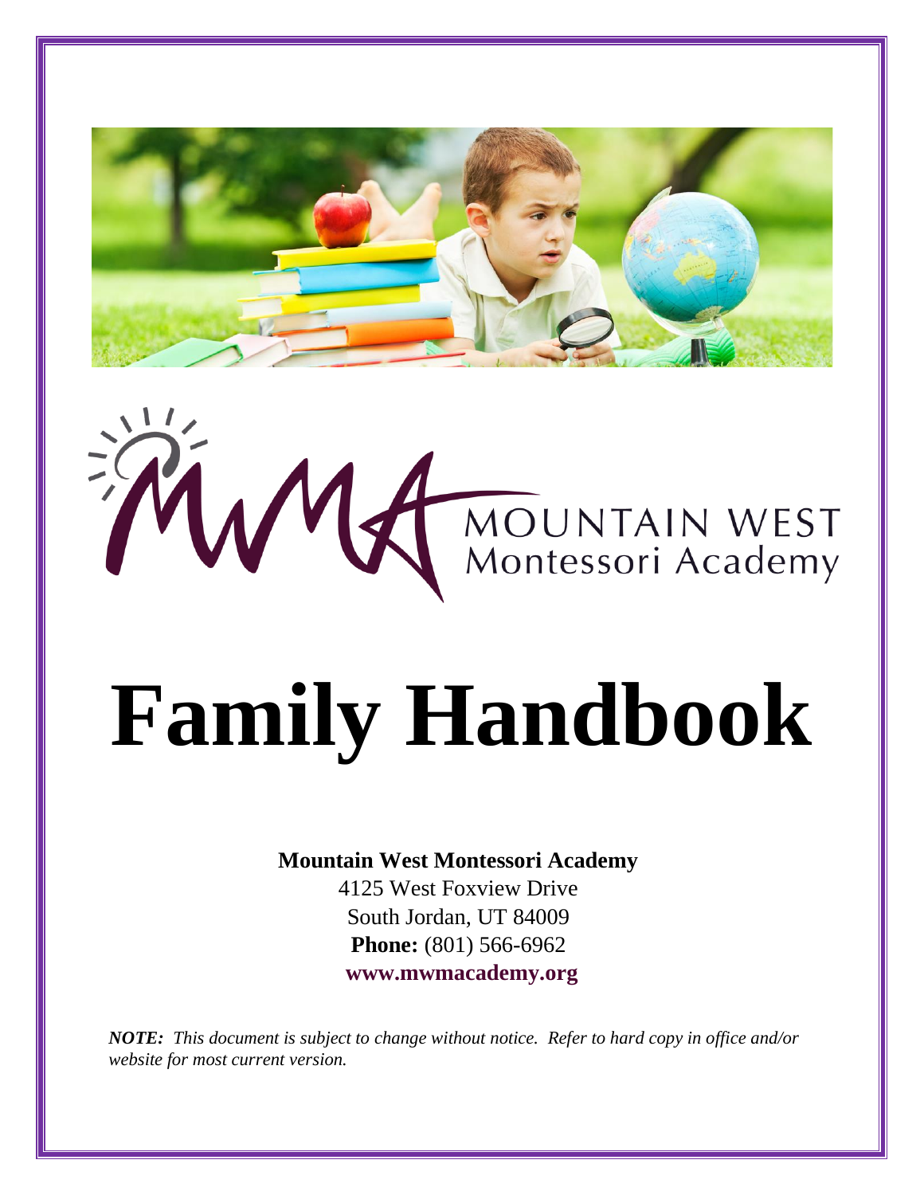MOUNTAIN WEST
Montessori Academy

# Family Handbook

**Mountain West Montessori Academy**
4125 West Foxview Drive
South Jordan, UT 84009
**Phone:** (801) 566-6962
**www.mwmacademy.org**

***NOTE:*** *This document is subject to change without notice. Refer to hard copy in office and/or website for most current version.*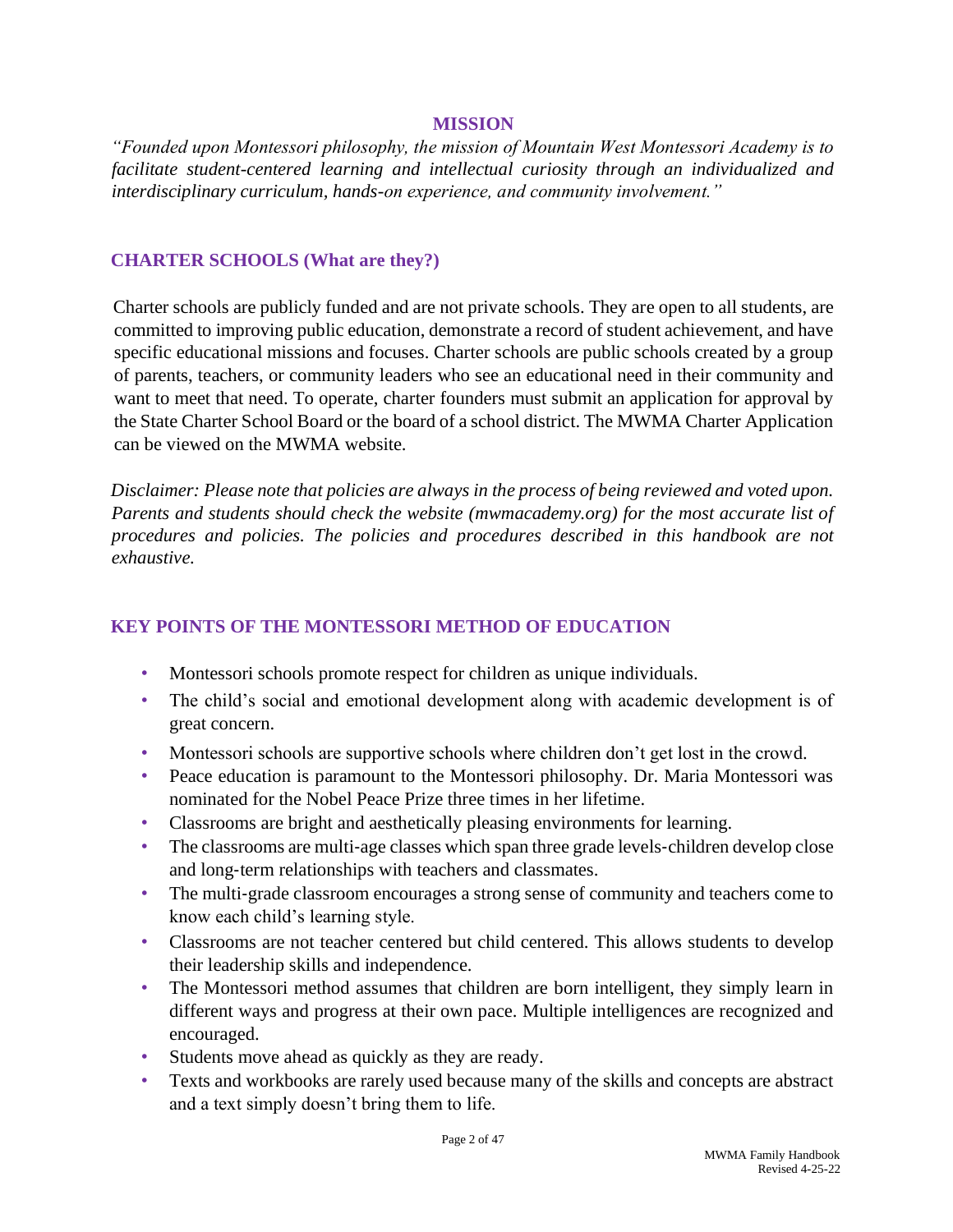## MISSION

*"Founded upon Montessori philosophy, the mission of Mountain West Montessori Academy is to facilitate student-centered learning and intellectual curiosity through an individualized and interdisciplinary curriculum, hands-on experience, and community involvement."*

## CHARTER SCHOOLS (What are they?)

Charter schools are publicly funded and are not private schools. They are open to all students, are committed to improving public education, demonstrate a record of student achievement, and have specific educational missions and focuses. Charter schools are public schools created by a group of parents, teachers, or community leaders who see an educational need in their community and want to meet that need. To operate, charter founders must submit an application for approval by the State Charter School Board or the board of a school district. The MWMA Charter Application can be viewed on the MWMA website.

*Disclaimer: Please note that policies are always in the process of being reviewed and voted upon. Parents and students should check the website (mwmacademy.org) for the most accurate list of procedures and policies. The policies and procedures described in this handbook are not exhaustive.*

## KEY POINTS OF THE MONTESSORI METHOD OF EDUCATION

- Montessori schools promote respect for children as unique individuals.
- The child's social and emotional development along with academic development is of great concern.
- Montessori schools are supportive schools where children don't get lost in the crowd.
- Peace education is paramount to the Montessori philosophy. Dr. Maria Montessori was nominated for the Nobel Peace Prize three times in her lifetime.
- Classrooms are bright and aesthetically pleasing environments for learning.
- The classrooms are multi-age classes which span three grade levels-children develop close and long-term relationships with teachers and classmates.
- The multi-grade classroom encourages a strong sense of community and teachers come to know each child's learning style.
- Classrooms are not teacher centered but child centered. This allows students to develop their leadership skills and independence.
- The Montessori method assumes that children are born intelligent, they simply learn in different ways and progress at their own pace. Multiple intelligences are recognized and encouraged.
- Students move ahead as quickly as they are ready.
- Texts and workbooks are rarely used because many of the skills and concepts are abstract and a text simply doesn't bring them to life.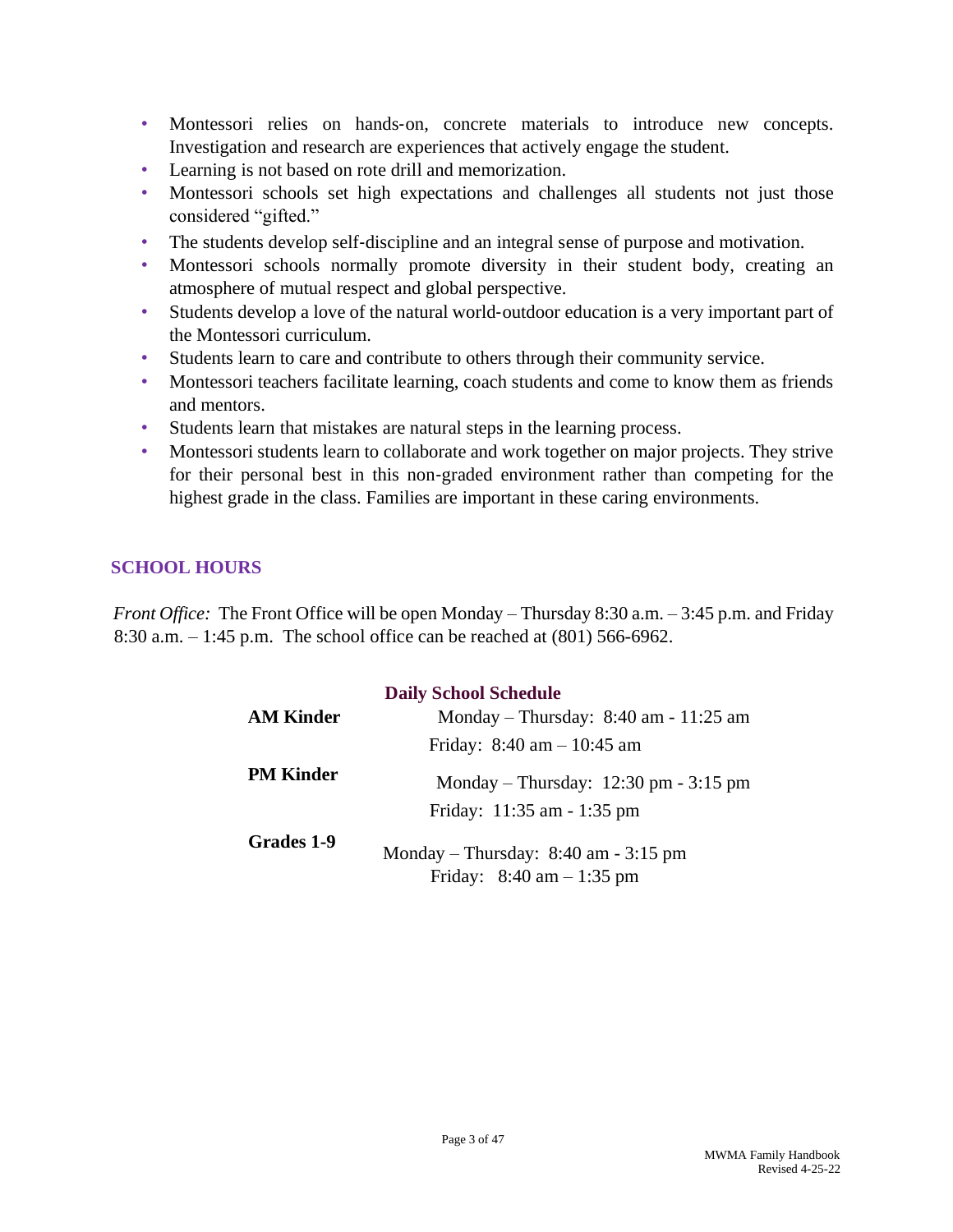- Montessori relies on hands-on, concrete materials to introduce new concepts. Investigation and research are experiences that actively engage the student.
- Learning is not based on rote drill and memorization.
- Montessori schools set high expectations and challenges all students not just those considered "gifted."
- The students develop self-discipline and an integral sense of purpose and motivation.
- Montessori schools normally promote diversity in their student body, creating an atmosphere of mutual respect and global perspective.
- Students develop a love of the natural world-outdoor education is a very important part of the Montessori curriculum.
- Students learn to care and contribute to others through their community service.
- Montessori teachers facilitate learning, coach students and come to know them as friends and mentors.
- Students learn that mistakes are natural steps in the learning process.
- Montessori students learn to collaborate and work together on major projects. They strive for their personal best in this non-graded environment rather than competing for the highest grade in the class. Families are important in these caring environments.

## SCHOOL HOURS

*Front Office:* The Front Office will be open Monday – Thursday 8:30 a.m. – 3:45 p.m. and Friday 8:30 a.m. – 1:45 p.m. The school office can be reached at (801) 566-6962.

**Daily School Schedule**

| | |
|---|---|
| **AM Kinder** | Monday – Thursday: 8:40 am - 11:25 am<br>Friday: 8:40 am – 10:45 am |
| **PM Kinder** | Monday – Thursday: 12:30 pm - 3:15 pm<br>Friday: 11:35 am - 1:35 pm |
| **Grades 1-9** | Monday – Thursday: 8:40 am - 3:15 pm<br>Friday: 8:40 am – 1:35 pm |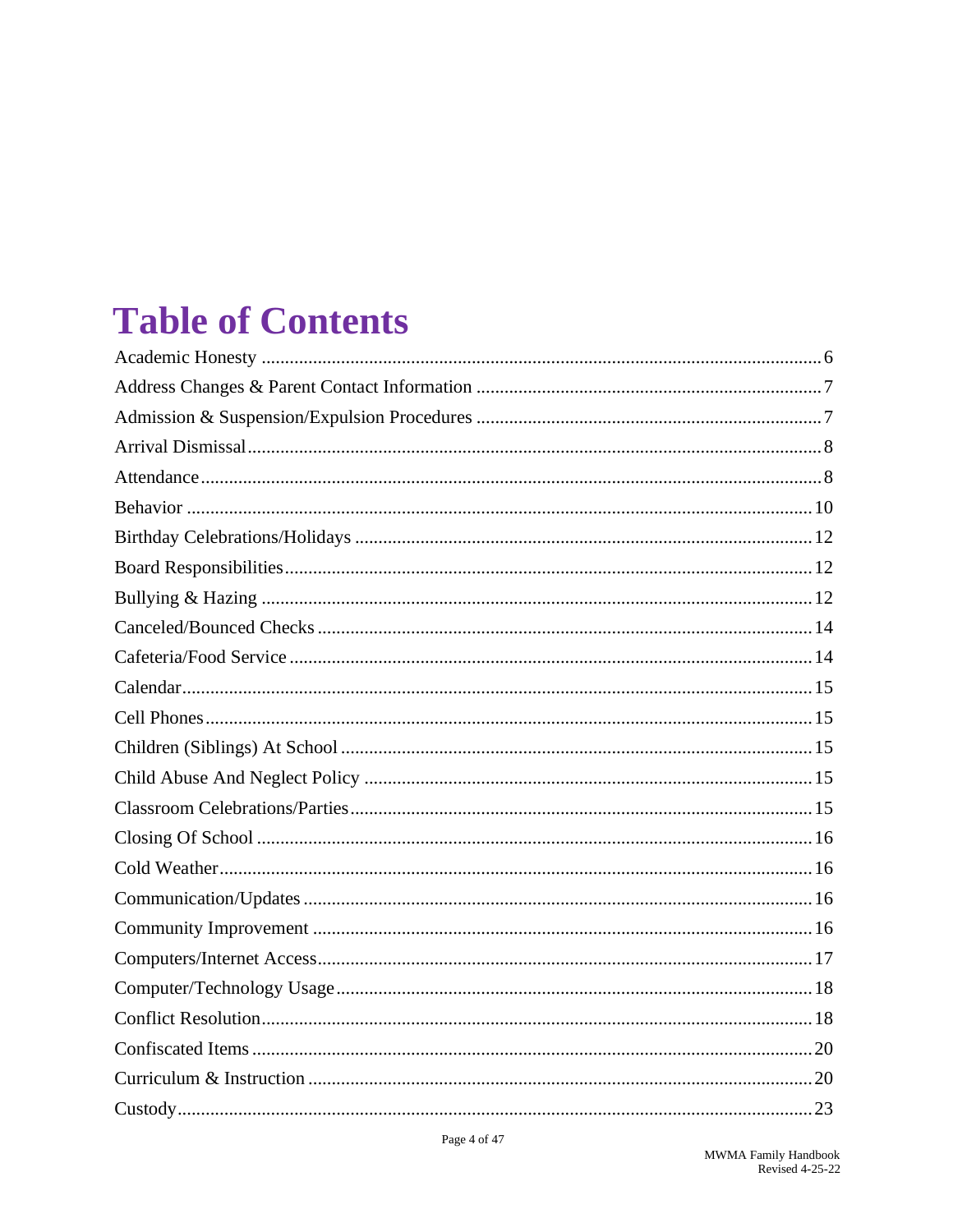# Table of Contents

| | |
|---|---|
| Academic Honesty | 6 |
| Address Changes & Parent Contact Information | 7 |
| Admission & Suspension/Expulsion Procedures | 7 |
| Arrival Dismissal | 8 |
| Attendance | 8 |
| Behavior | 10 |
| Birthday Celebrations/Holidays | 12 |
| Board Responsibilities | 12 |
| Bullying & Hazing | 12 |
| Canceled/Bounced Checks | 14 |
| Cafeteria/Food Service | 14 |
| Calendar | 15 |
| Cell Phones | 15 |
| Children (Siblings) At School | 15 |
| Child Abuse And Neglect Policy | 15 |
| Classroom Celebrations/Parties | 15 |
| Closing Of School | 16 |
| Cold Weather | 16 |
| Communication/Updates | 16 |
| Community Improvement | 16 |
| Computers/Internet Access | 17 |
| Computer/Technology Usage | 18 |
| Conflict Resolution | 18 |
| Confiscated Items | 20 |
| Curriculum & Instruction | 20 |
| Custody | 23 |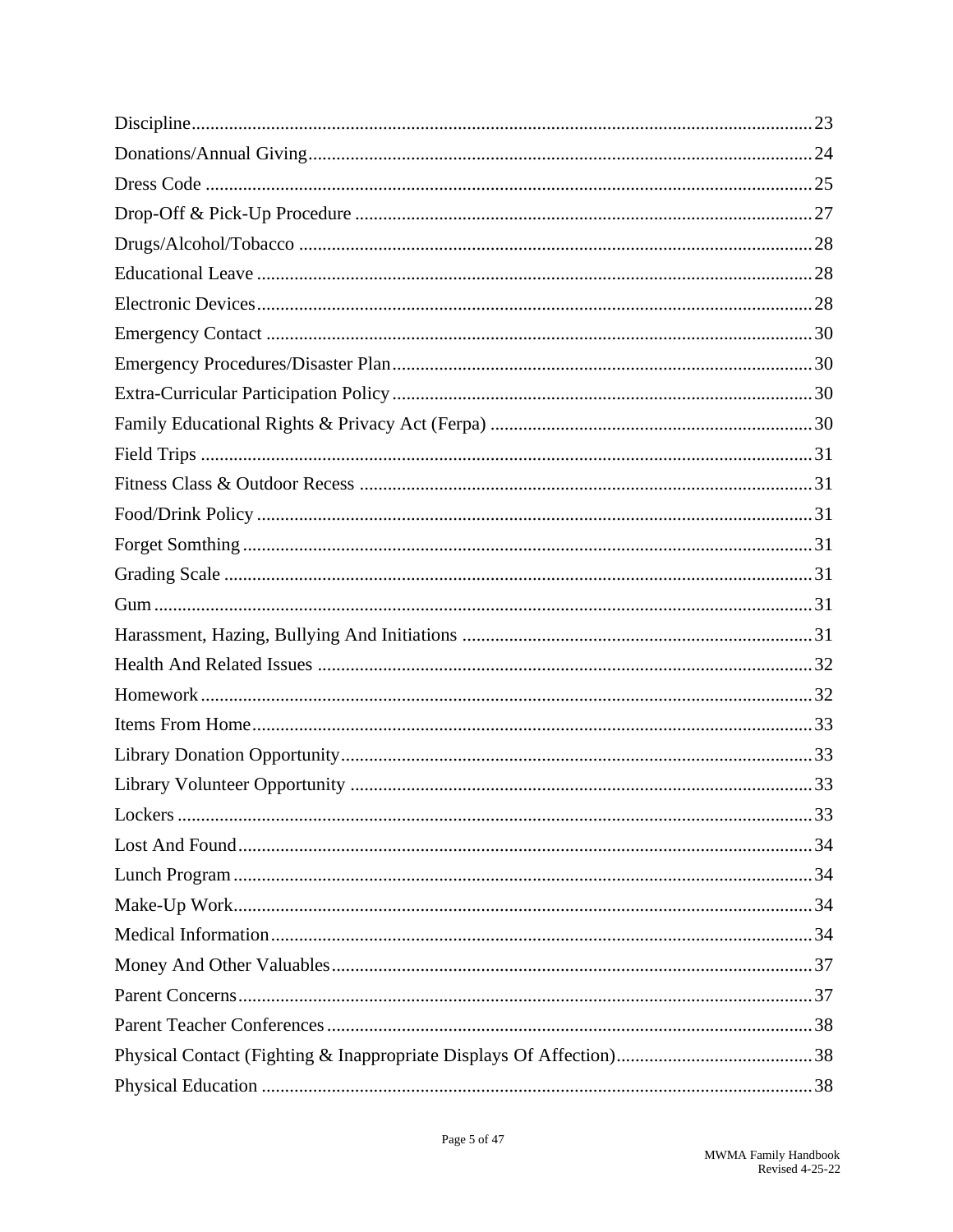Discipline....................................................................................................................23
Donations/Annual Giving..........................................................................................24
Dress Code ................................................................................................................25
Drop-Off & Pick-Up Procedure ................................................................................27
Drugs/Alcohol/Tobacco ............................................................................................28
Educational Leave .....................................................................................................28
Electronic Devices.....................................................................................................28
Emergency Contact ...................................................................................................30
Emergency Procedures/Disaster Plan........................................................................30
Extra-Curricular Participation Policy........................................................................30
Family Educational Rights & Privacy Act (Ferpa) ...................................................30
Field Trips .................................................................................................................31
Fitness Class & Outdoor Recess ...............................................................................31
Food/Drink Policy .....................................................................................................31
Forget Somthing ........................................................................................................31
Grading Scale ............................................................................................................31
Gum ...........................................................................................................................31
Harassment, Hazing, Bullying And Initiations .........................................................31
Health And Related Issues ........................................................................................32
Homework .................................................................................................................32
Items From Home......................................................................................................33
Library Donation Opportunity...................................................................................33
Library Volunteer Opportunity .................................................................................33
Lockers ......................................................................................................................33
Lost And Found.........................................................................................................34
Lunch Program..........................................................................................................34
Make-Up Work..........................................................................................................34
Medical Information..................................................................................................34
Money And Other Valuables.....................................................................................37
Parent Concerns.........................................................................................................37
Parent Teacher Conferences ......................................................................................38
Physical Contact (Fighting & Inappropriate Displays Of Affection)........................38
Physical Education ....................................................................................................38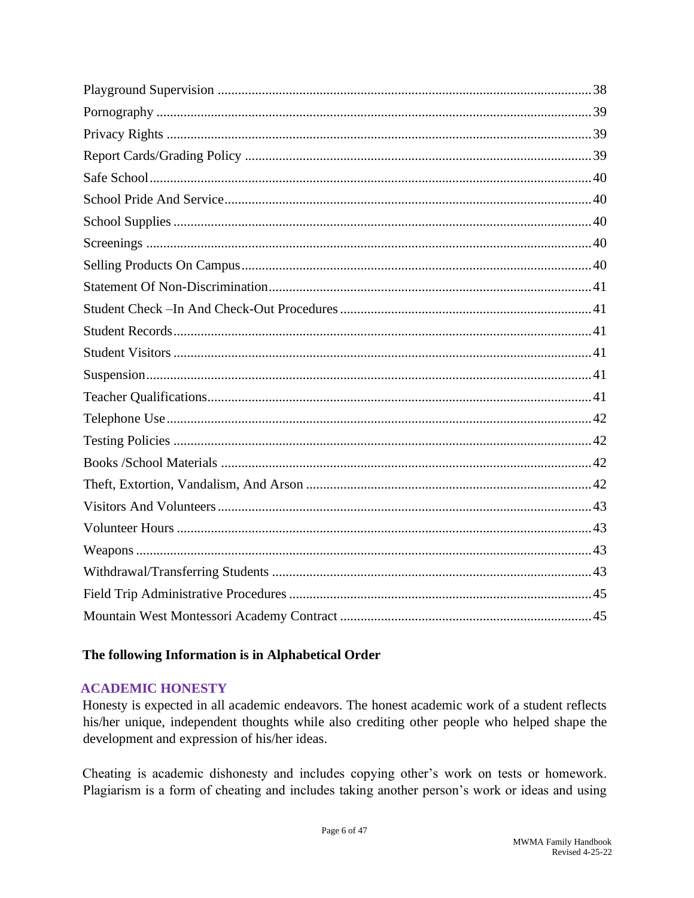Playground Supervision ........................................................................................................ 38
Pornography .......................................................................................................................... 39
Privacy Rights ....................................................................................................................... 39
Report Cards/Grading Policy ................................................................................................ 39
Safe School ............................................................................................................................ 40
School Pride And Service ...................................................................................................... 40
School Supplies ..................................................................................................................... 40
Screenings ............................................................................................................................. 40
Selling Products On Campus ................................................................................................. 40
Statement Of Non-Discrimination ......................................................................................... 41
Student Check –In And Check-Out Procedures .................................................................... 41
Student Records ..................................................................................................................... 41
Student Visitors ..................................................................................................................... 41
Suspension ............................................................................................................................. 41
Teacher Qualifications ........................................................................................................... 41
Telephone Use ....................................................................................................................... 42
Testing Policies ..................................................................................................................... 42
Books /School Materials ........................................................................................................ 42
Theft, Extortion, Vandalism, And Arson .............................................................................. 42
Visitors And Volunteers ........................................................................................................ 43
Volunteer Hours .................................................................................................................... 43
Weapons ................................................................................................................................ 43
Withdrawal/Transferring Students ........................................................................................ 43
Field Trip Administrative Procedures ................................................................................... 45
Mountain West Montessori Academy Contract .................................................................... 45

**The following Information is in Alphabetical Order**

## ACADEMIC HONESTY

Honesty is expected in all academic endeavors. The honest academic work of a student reflects his/her unique, independent thoughts while also crediting other people who helped shape the development and expression of his/her ideas.

Cheating is academic dishonesty and includes copying other's work on tests or homework. Plagiarism is a form of cheating and includes taking another person's work or ideas and using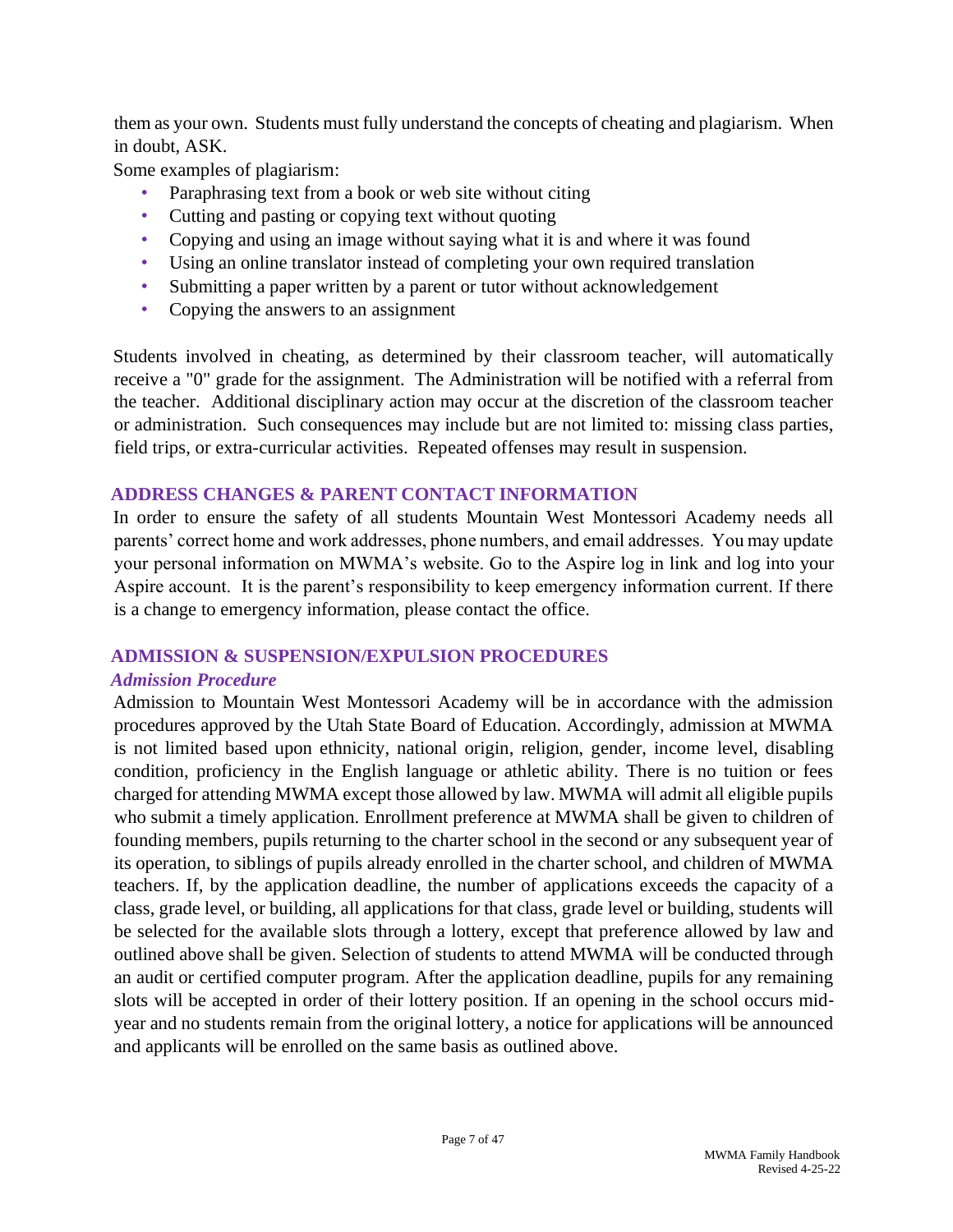them as your own. Students must fully understand the concepts of cheating and plagiarism. When in doubt, ASK.

Some examples of plagiarism:

- Paraphrasing text from a book or web site without citing
- Cutting and pasting or copying text without quoting
- Copying and using an image without saying what it is and where it was found
- Using an online translator instead of completing your own required translation
- Submitting a paper written by a parent or tutor without acknowledgement
- Copying the answers to an assignment

Students involved in cheating, as determined by their classroom teacher, will automatically receive a "0" grade for the assignment. The Administration will be notified with a referral from the teacher. Additional disciplinary action may occur at the discretion of the classroom teacher or administration. Such consequences may include but are not limited to: missing class parties, field trips, or extra-curricular activities. Repeated offenses may result in suspension.

## ADDRESS CHANGES & PARENT CONTACT INFORMATION

In order to ensure the safety of all students Mountain West Montessori Academy needs all parents' correct home and work addresses, phone numbers, and email addresses. You may update your personal information on MWMA's website. Go to the Aspire log in link and log into your Aspire account. It is the parent's responsibility to keep emergency information current. If there is a change to emergency information, please contact the office.

## ADMISSION & SUSPENSION/EXPULSION PROCEDURES

### *Admission Procedure*

Admission to Mountain West Montessori Academy will be in accordance with the admission procedures approved by the Utah State Board of Education. Accordingly, admission at MWMA is not limited based upon ethnicity, national origin, religion, gender, income level, disabling condition, proficiency in the English language or athletic ability. There is no tuition or fees charged for attending MWMA except those allowed by law. MWMA will admit all eligible pupils who submit a timely application. Enrollment preference at MWMA shall be given to children of founding members, pupils returning to the charter school in the second or any subsequent year of its operation, to siblings of pupils already enrolled in the charter school, and children of MWMA teachers. If, by the application deadline, the number of applications exceeds the capacity of a class, grade level, or building, all applications for that class, grade level or building, students will be selected for the available slots through a lottery, except that preference allowed by law and outlined above shall be given. Selection of students to attend MWMA will be conducted through an audit or certified computer program. After the application deadline, pupils for any remaining slots will be accepted in order of their lottery position. If an opening in the school occurs mid-year and no students remain from the original lottery, a notice for applications will be announced and applicants will be enrolled on the same basis as outlined above.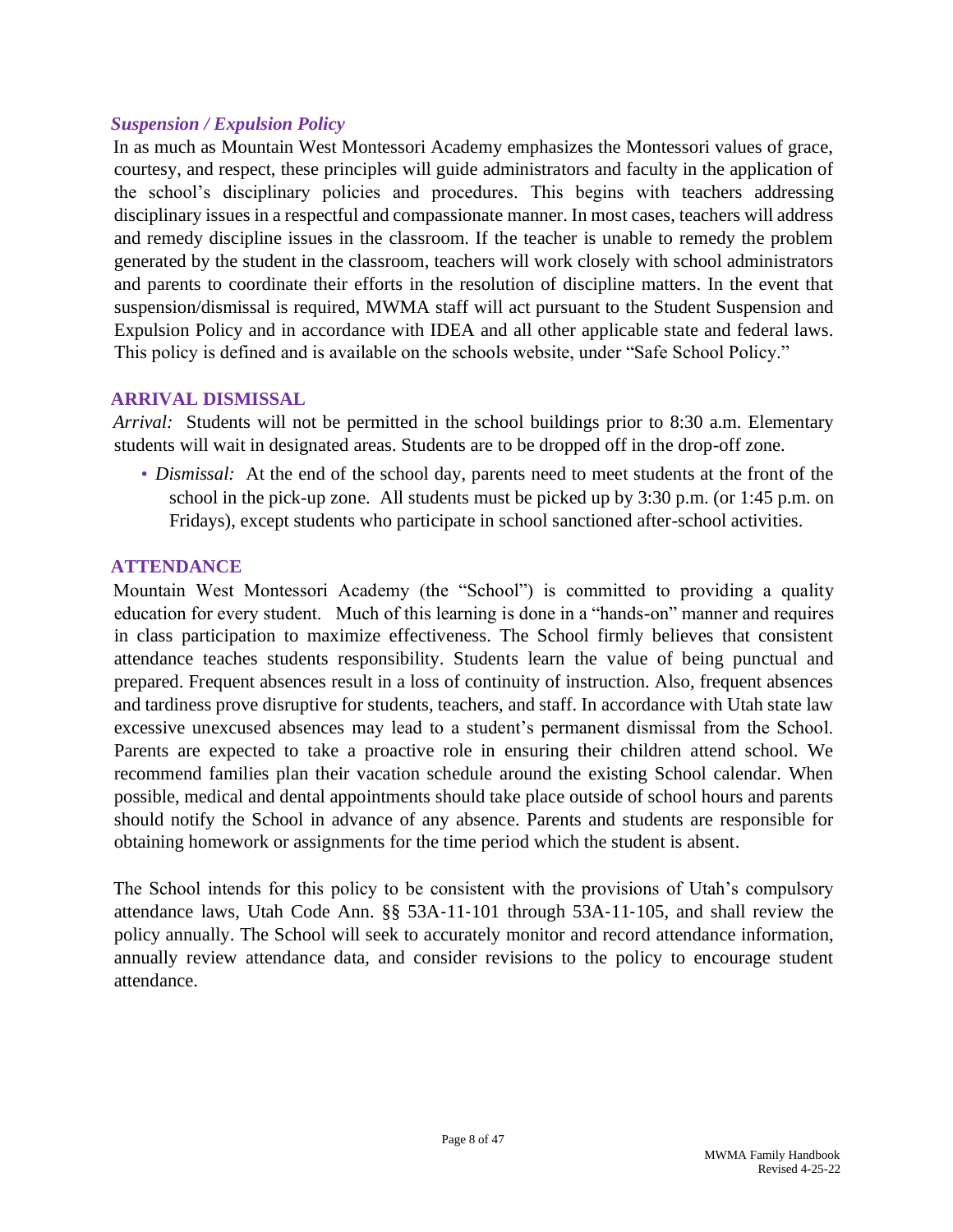### *Suspension / Expulsion Policy*

In as much as Mountain West Montessori Academy emphasizes the Montessori values of grace, courtesy, and respect, these principles will guide administrators and faculty in the application of the school's disciplinary policies and procedures. This begins with teachers addressing disciplinary issues in a respectful and compassionate manner. In most cases, teachers will address and remedy discipline issues in the classroom. If the teacher is unable to remedy the problem generated by the student in the classroom, teachers will work closely with school administrators and parents to coordinate their efforts in the resolution of discipline matters. In the event that suspension/dismissal is required, MWMA staff will act pursuant to the Student Suspension and Expulsion Policy and in accordance with IDEA and all other applicable state and federal laws. This policy is defined and is available on the schools website, under "Safe School Policy."

## ARRIVAL DISMISSAL

*Arrival:* Students will not be permitted in the school buildings prior to 8:30 a.m. Elementary students will wait in designated areas. Students are to be dropped off in the drop-off zone.

- *Dismissal:* At the end of the school day, parents need to meet students at the front of the school in the pick-up zone. All students must be picked up by 3:30 p.m. (or 1:45 p.m. on Fridays), except students who participate in school sanctioned after-school activities.

## ATTENDANCE

Mountain West Montessori Academy (the "School") is committed to providing a quality education for every student. Much of this learning is done in a "hands-on" manner and requires in class participation to maximize effectiveness. The School firmly believes that consistent attendance teaches students responsibility. Students learn the value of being punctual and prepared. Frequent absences result in a loss of continuity of instruction. Also, frequent absences and tardiness prove disruptive for students, teachers, and staff. In accordance with Utah state law excessive unexcused absences may lead to a student's permanent dismissal from the School. Parents are expected to take a proactive role in ensuring their children attend school. We recommend families plan their vacation schedule around the existing School calendar. When possible, medical and dental appointments should take place outside of school hours and parents should notify the School in advance of any absence. Parents and students are responsible for obtaining homework or assignments for the time period which the student is absent.

The School intends for this policy to be consistent with the provisions of Utah's compulsory attendance laws, Utah Code Ann. §§ 53A-11-101 through 53A-11-105, and shall review the policy annually. The School will seek to accurately monitor and record attendance information, annually review attendance data, and consider revisions to the policy to encourage student attendance.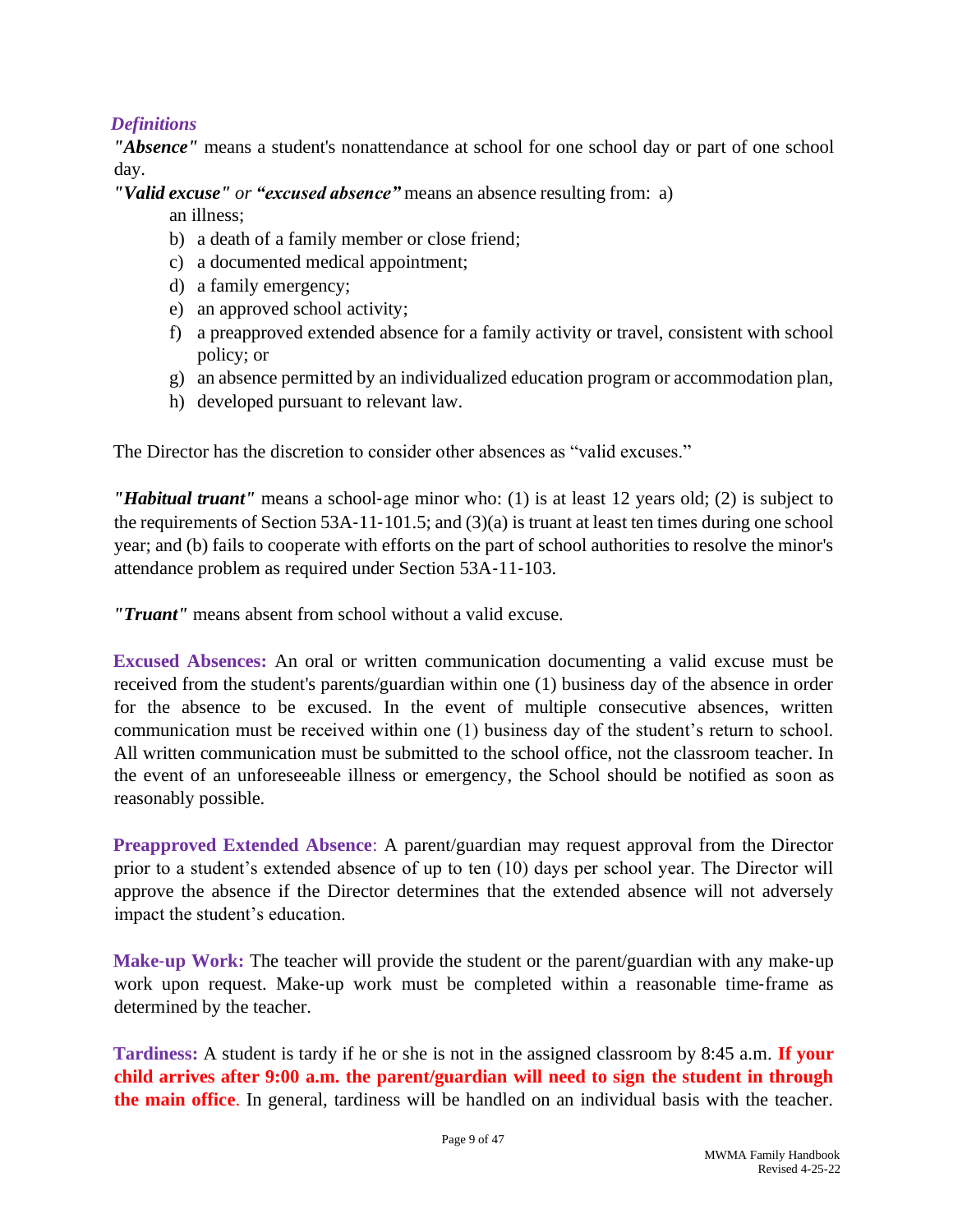### *Definitions*

***"Absence"*** means a student's nonattendance at school for one school day or part of one school day.

***"Valid excuse"*** *or* ***"excused absence"*** means an absence resulting from: a) an illness;

b) a death of a family member or close friend;
c) a documented medical appointment;
d) a family emergency;
e) an approved school activity;
f) a preapproved extended absence for a family activity or travel, consistent with school policy; or
g) an absence permitted by an individualized education program or accommodation plan,
h) developed pursuant to relevant law.

The Director has the discretion to consider other absences as "valid excuses."

***"Habitual truant"*** means a school-age minor who: (1) is at least 12 years old; (2) is subject to the requirements of Section 53A-11-101.5; and (3)(a) is truant at least ten times during one school year; and (b) fails to cooperate with efforts on the part of school authorities to resolve the minor's attendance problem as required under Section 53A-11-103.

***"Truant"*** means absent from school without a valid excuse.

**Excused Absences:** An oral or written communication documenting a valid excuse must be received from the student's parents/guardian within one (1) business day of the absence in order for the absence to be excused. In the event of multiple consecutive absences, written communication must be received within one (1) business day of the student's return to school. All written communication must be submitted to the school office, not the classroom teacher. In the event of an unforeseeable illness or emergency, the School should be notified as soon as reasonably possible.

**Preapproved Extended Absence**: A parent/guardian may request approval from the Director prior to a student's extended absence of up to ten (10) days per school year. The Director will approve the absence if the Director determines that the extended absence will not adversely impact the student's education.

**Make-up Work:** The teacher will provide the student or the parent/guardian with any make-up work upon request. Make-up work must be completed within a reasonable time-frame as determined by the teacher.

**Tardiness:** A student is tardy if he or she is not in the assigned classroom by 8:45 a.m. **If your child arrives after 9:00 a.m. the parent/guardian will need to sign the student in through the main office**. In general, tardiness will be handled on an individual basis with the teacher.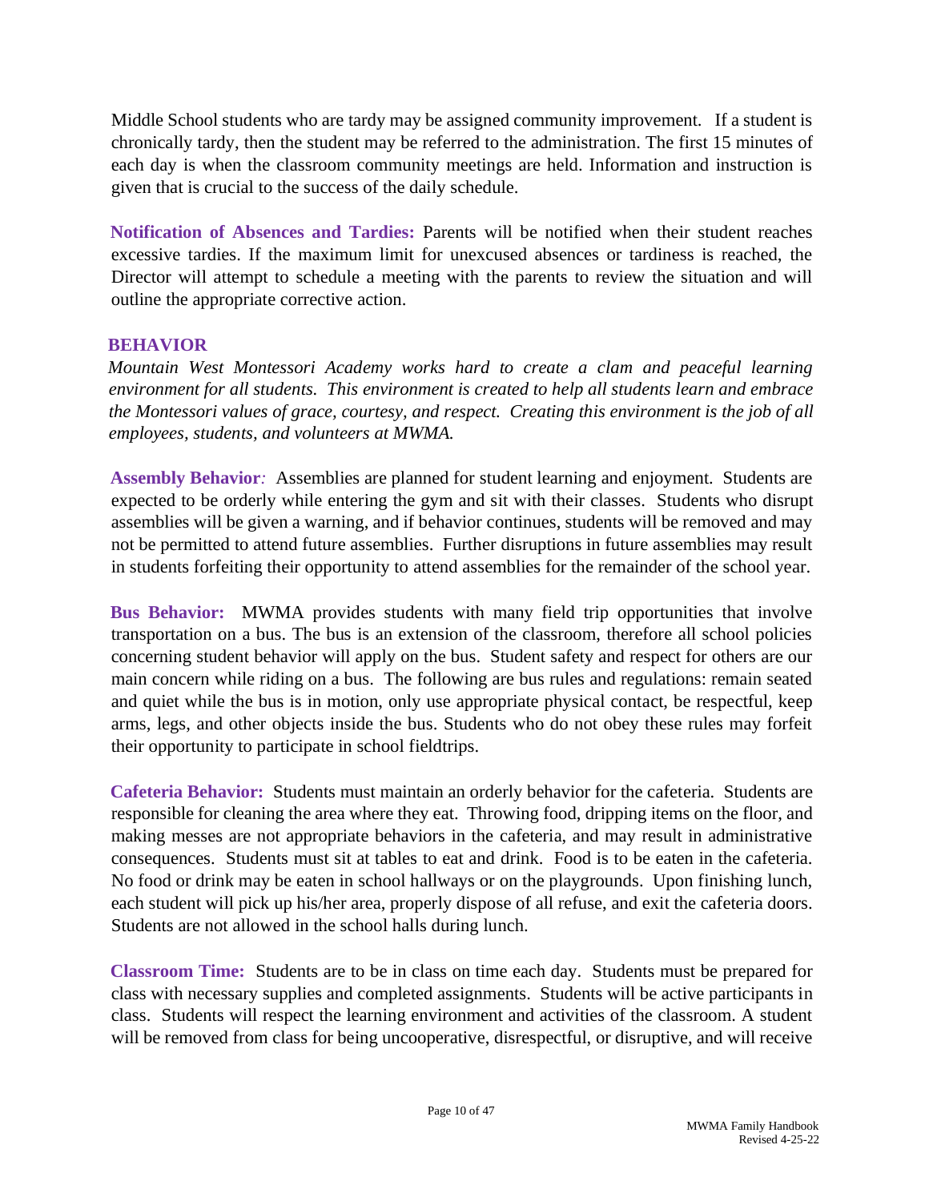Middle School students who are tardy may be assigned community improvement. If a student is chronically tardy, then the student may be referred to the administration. The first 15 minutes of each day is when the classroom community meetings are held. Information and instruction is given that is crucial to the success of the daily schedule.

**Notification of Absences and Tardies:** Parents will be notified when their student reaches excessive tardies. If the maximum limit for unexcused absences or tardiness is reached, the Director will attempt to schedule a meeting with the parents to review the situation and will outline the appropriate corrective action.

## BEHAVIOR

*Mountain West Montessori Academy works hard to create a clam and peaceful learning environment for all students. This environment is created to help all students learn and embrace the Montessori values of grace, courtesy, and respect. Creating this environment is the job of all employees, students, and volunteers at MWMA.*

**Assembly Behavior***:* Assemblies are planned for student learning and enjoyment. Students are expected to be orderly while entering the gym and sit with their classes. Students who disrupt assemblies will be given a warning, and if behavior continues, students will be removed and may not be permitted to attend future assemblies. Further disruptions in future assemblies may result in students forfeiting their opportunity to attend assemblies for the remainder of the school year.

**Bus Behavior:** MWMA provides students with many field trip opportunities that involve transportation on a bus. The bus is an extension of the classroom, therefore all school policies concerning student behavior will apply on the bus. Student safety and respect for others are our main concern while riding on a bus. The following are bus rules and regulations: remain seated and quiet while the bus is in motion, only use appropriate physical contact, be respectful, keep arms, legs, and other objects inside the bus. Students who do not obey these rules may forfeit their opportunity to participate in school fieldtrips.

**Cafeteria Behavior:** Students must maintain an orderly behavior for the cafeteria. Students are responsible for cleaning the area where they eat. Throwing food, dripping items on the floor, and making messes are not appropriate behaviors in the cafeteria, and may result in administrative consequences. Students must sit at tables to eat and drink. Food is to be eaten in the cafeteria. No food or drink may be eaten in school hallways or on the playgrounds. Upon finishing lunch, each student will pick up his/her area, properly dispose of all refuse, and exit the cafeteria doors. Students are not allowed in the school halls during lunch.

**Classroom Time:** Students are to be in class on time each day. Students must be prepared for class with necessary supplies and completed assignments. Students will be active participants in class. Students will respect the learning environment and activities of the classroom. A student will be removed from class for being uncooperative, disrespectful, or disruptive, and will receive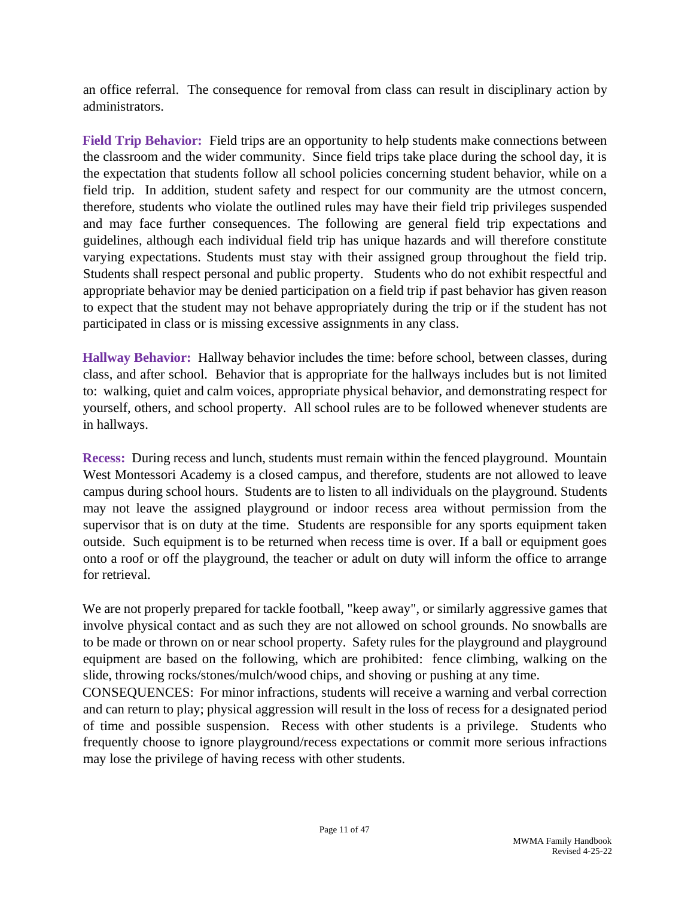an office referral. The consequence for removal from class can result in disciplinary action by administrators.

**Field Trip Behavior:** Field trips are an opportunity to help students make connections between the classroom and the wider community. Since field trips take place during the school day, it is the expectation that students follow all school policies concerning student behavior, while on a field trip. In addition, student safety and respect for our community are the utmost concern, therefore, students who violate the outlined rules may have their field trip privileges suspended and may face further consequences. The following are general field trip expectations and guidelines, although each individual field trip has unique hazards and will therefore constitute varying expectations. Students must stay with their assigned group throughout the field trip. Students shall respect personal and public property. Students who do not exhibit respectful and appropriate behavior may be denied participation on a field trip if past behavior has given reason to expect that the student may not behave appropriately during the trip or if the student has not participated in class or is missing excessive assignments in any class.

**Hallway Behavior:** Hallway behavior includes the time: before school, between classes, during class, and after school. Behavior that is appropriate for the hallways includes but is not limited to: walking, quiet and calm voices, appropriate physical behavior, and demonstrating respect for yourself, others, and school property. All school rules are to be followed whenever students are in hallways.

**Recess:** During recess and lunch, students must remain within the fenced playground. Mountain West Montessori Academy is a closed campus, and therefore, students are not allowed to leave campus during school hours. Students are to listen to all individuals on the playground. Students may not leave the assigned playground or indoor recess area without permission from the supervisor that is on duty at the time. Students are responsible for any sports equipment taken outside. Such equipment is to be returned when recess time is over. If a ball or equipment goes onto a roof or off the playground, the teacher or adult on duty will inform the office to arrange for retrieval.

We are not properly prepared for tackle football, "keep away", or similarly aggressive games that involve physical contact and as such they are not allowed on school grounds. No snowballs are to be made or thrown on or near school property. Safety rules for the playground and playground equipment are based on the following, which are prohibited: fence climbing, walking on the slide, throwing rocks/stones/mulch/wood chips, and shoving or pushing at any time.

CONSEQUENCES: For minor infractions, students will receive a warning and verbal correction and can return to play; physical aggression will result in the loss of recess for a designated period of time and possible suspension. Recess with other students is a privilege. Students who frequently choose to ignore playground/recess expectations or commit more serious infractions may lose the privilege of having recess with other students.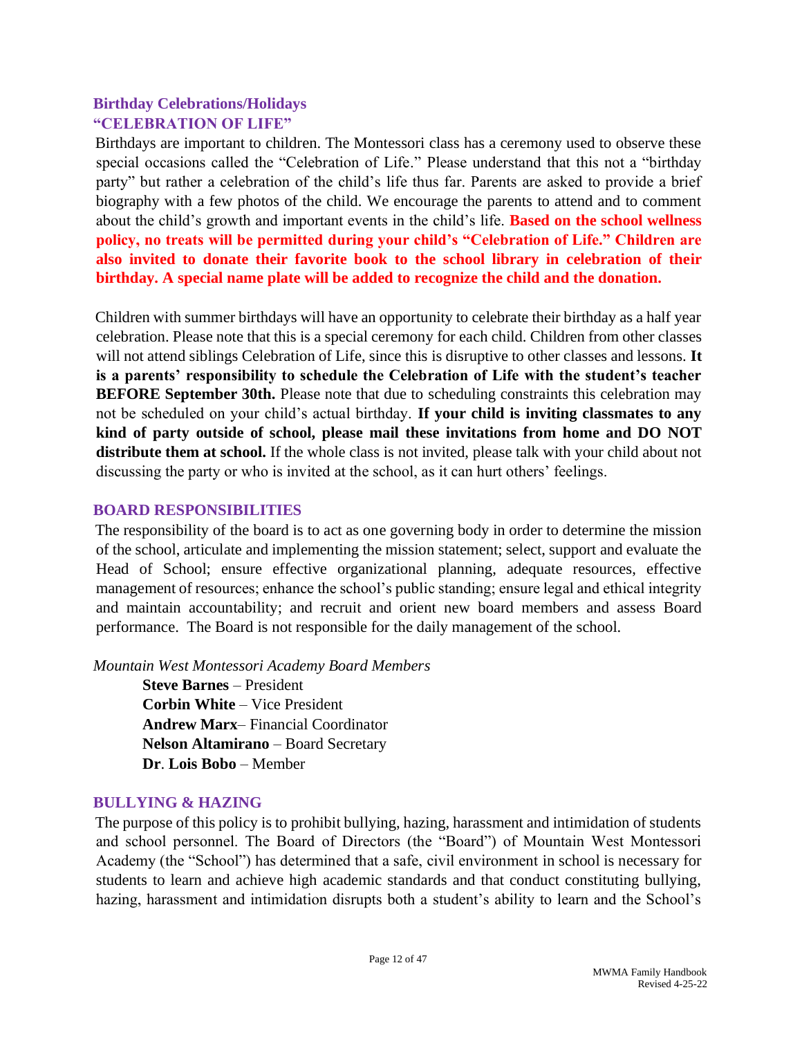## Birthday Celebrations/Holidays

### "CELEBRATION OF LIFE"

Birthdays are important to children. The Montessori class has a ceremony used to observe these special occasions called the "Celebration of Life." Please understand that this not a "birthday party" but rather a celebration of the child's life thus far. Parents are asked to provide a brief biography with a few photos of the child. We encourage the parents to attend and to comment about the child's growth and important events in the child's life. **Based on the school wellness policy, no treats will be permitted during your child's "Celebration of Life." Children are also invited to donate their favorite book to the school library in celebration of their birthday. A special name plate will be added to recognize the child and the donation.**

Children with summer birthdays will have an opportunity to celebrate their birthday as a half year celebration. Please note that this is a special ceremony for each child. Children from other classes will not attend siblings Celebration of Life, since this is disruptive to other classes and lessons. **It is a parents' responsibility to schedule the Celebration of Life with the student's teacher BEFORE September 30th.** Please note that due to scheduling constraints this celebration may not be scheduled on your child's actual birthday. **If your child is inviting classmates to any kind of party outside of school, please mail these invitations from home and DO NOT distribute them at school.** If the whole class is not invited, please talk with your child about not discussing the party or who is invited at the school, as it can hurt others' feelings.

## BOARD RESPONSIBILITIES

The responsibility of the board is to act as one governing body in order to determine the mission of the school, articulate and implementing the mission statement; select, support and evaluate the Head of School; ensure effective organizational planning, adequate resources, effective management of resources; enhance the school's public standing; ensure legal and ethical integrity and maintain accountability; and recruit and orient new board members and assess Board performance. The Board is not responsible for the daily management of the school.

*Mountain West Montessori Academy Board Members*

**Steve Barnes** – President
**Corbin White** – Vice President
**Andrew Marx**– Financial Coordinator
**Nelson Altamirano** – Board Secretary
**Dr**. **Lois Bobo** – Member

## BULLYING & HAZING

The purpose of this policy is to prohibit bullying, hazing, harassment and intimidation of students and school personnel. The Board of Directors (the "Board") of Mountain West Montessori Academy (the "School") has determined that a safe, civil environment in school is necessary for students to learn and achieve high academic standards and that conduct constituting bullying, hazing, harassment and intimidation disrupts both a student's ability to learn and the School's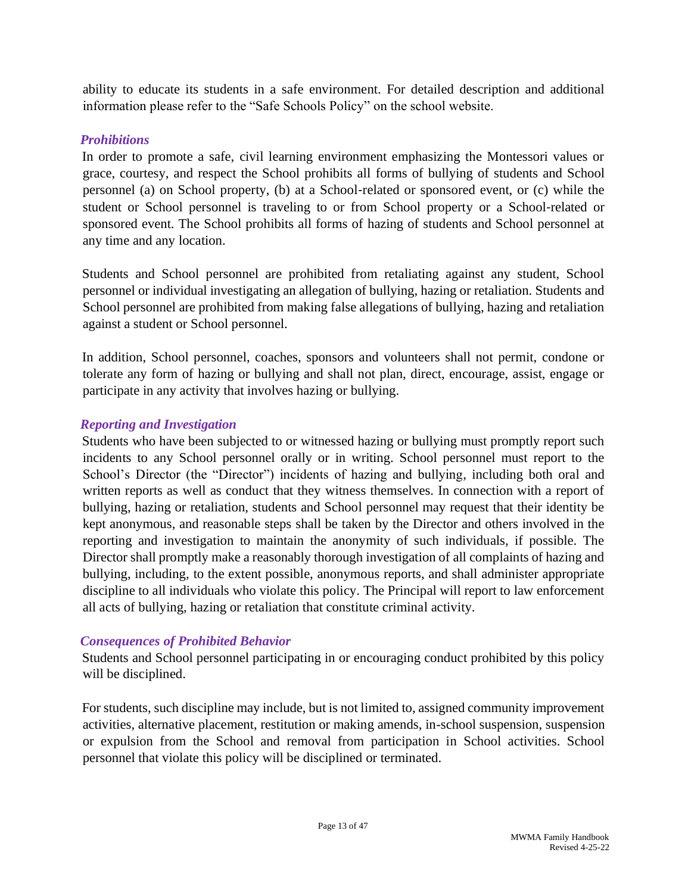ability to educate its students in a safe environment. For detailed description and additional information please refer to the "Safe Schools Policy" on the school website.

### *Prohibitions*

In order to promote a safe, civil learning environment emphasizing the Montessori values or grace, courtesy, and respect the School prohibits all forms of bullying of students and School personnel (a) on School property, (b) at a School-related or sponsored event, or (c) while the student or School personnel is traveling to or from School property or a School-related or sponsored event. The School prohibits all forms of hazing of students and School personnel at any time and any location.

Students and School personnel are prohibited from retaliating against any student, School personnel or individual investigating an allegation of bullying, hazing or retaliation. Students and School personnel are prohibited from making false allegations of bullying, hazing and retaliation against a student or School personnel.

In addition, School personnel, coaches, sponsors and volunteers shall not permit, condone or tolerate any form of hazing or bullying and shall not plan, direct, encourage, assist, engage or participate in any activity that involves hazing or bullying.

### *Reporting and Investigation*

Students who have been subjected to or witnessed hazing or bullying must promptly report such incidents to any School personnel orally or in writing. School personnel must report to the School's Director (the "Director") incidents of hazing and bullying, including both oral and written reports as well as conduct that they witness themselves. In connection with a report of bullying, hazing or retaliation, students and School personnel may request that their identity be kept anonymous, and reasonable steps shall be taken by the Director and others involved in the reporting and investigation to maintain the anonymity of such individuals, if possible. The Director shall promptly make a reasonably thorough investigation of all complaints of hazing and bullying, including, to the extent possible, anonymous reports, and shall administer appropriate discipline to all individuals who violate this policy. The Principal will report to law enforcement all acts of bullying, hazing or retaliation that constitute criminal activity.

### *Consequences of Prohibited Behavior*

Students and School personnel participating in or encouraging conduct prohibited by this policy will be disciplined.

For students, such discipline may include, but is not limited to, assigned community improvement activities, alternative placement, restitution or making amends, in-school suspension, suspension or expulsion from the School and removal from participation in School activities. School personnel that violate this policy will be disciplined or terminated.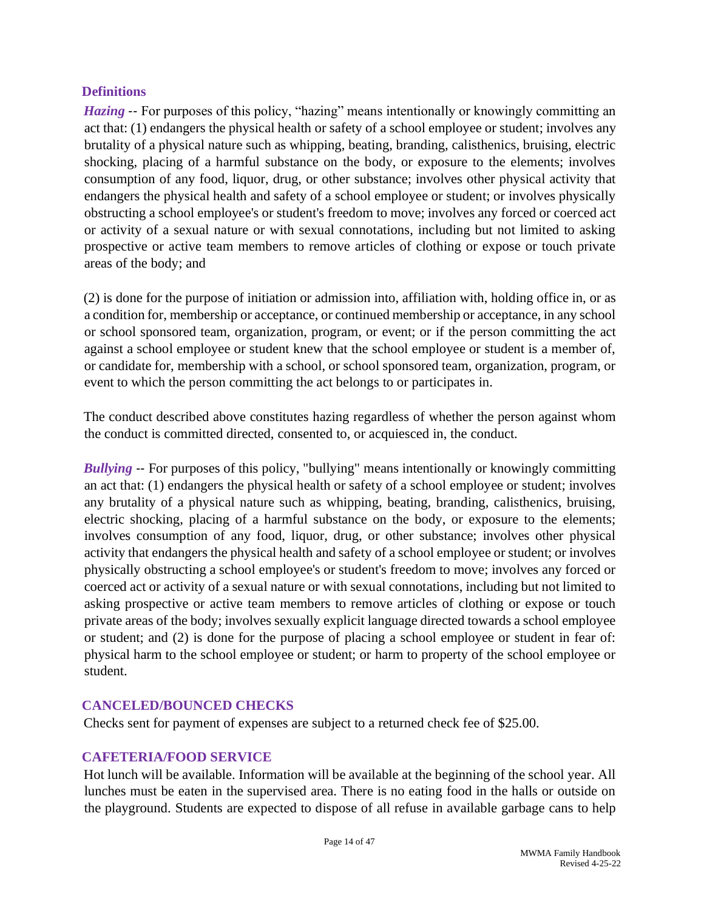## Definitions

***Hazing*** -- For purposes of this policy, "hazing" means intentionally or knowingly committing an act that: (1) endangers the physical health or safety of a school employee or student; involves any brutality of a physical nature such as whipping, beating, branding, calisthenics, bruising, electric shocking, placing of a harmful substance on the body, or exposure to the elements; involves consumption of any food, liquor, drug, or other substance; involves other physical activity that endangers the physical health and safety of a school employee or student; or involves physically obstructing a school employee's or student's freedom to move; involves any forced or coerced act or activity of a sexual nature or with sexual connotations, including but not limited to asking prospective or active team members to remove articles of clothing or expose or touch private areas of the body; and

(2) is done for the purpose of initiation or admission into, affiliation with, holding office in, or as a condition for, membership or acceptance, or continued membership or acceptance, in any school or school sponsored team, organization, program, or event; or if the person committing the act against a school employee or student knew that the school employee or student is a member of, or candidate for, membership with a school, or school sponsored team, organization, program, or event to which the person committing the act belongs to or participates in.

The conduct described above constitutes hazing regardless of whether the person against whom the conduct is committed directed, consented to, or acquiesced in, the conduct.

***Bullying*** -- For purposes of this policy, "bullying" means intentionally or knowingly committing an act that: (1) endangers the physical health or safety of a school employee or student; involves any brutality of a physical nature such as whipping, beating, branding, calisthenics, bruising, electric shocking, placing of a harmful substance on the body, or exposure to the elements; involves consumption of any food, liquor, drug, or other substance; involves other physical activity that endangers the physical health and safety of a school employee or student; or involves physically obstructing a school employee's or student's freedom to move; involves any forced or coerced act or activity of a sexual nature or with sexual connotations, including but not limited to asking prospective or active team members to remove articles of clothing or expose or touch private areas of the body; involves sexually explicit language directed towards a school employee or student; and (2) is done for the purpose of placing a school employee or student in fear of: physical harm to the school employee or student; or harm to property of the school employee or student.

## CANCELED/BOUNCED CHECKS

Checks sent for payment of expenses are subject to a returned check fee of $25.00.

## CAFETERIA/FOOD SERVICE

Hot lunch will be available. Information will be available at the beginning of the school year. All lunches must be eaten in the supervised area. There is no eating food in the halls or outside on the playground. Students are expected to dispose of all refuse in available garbage cans to help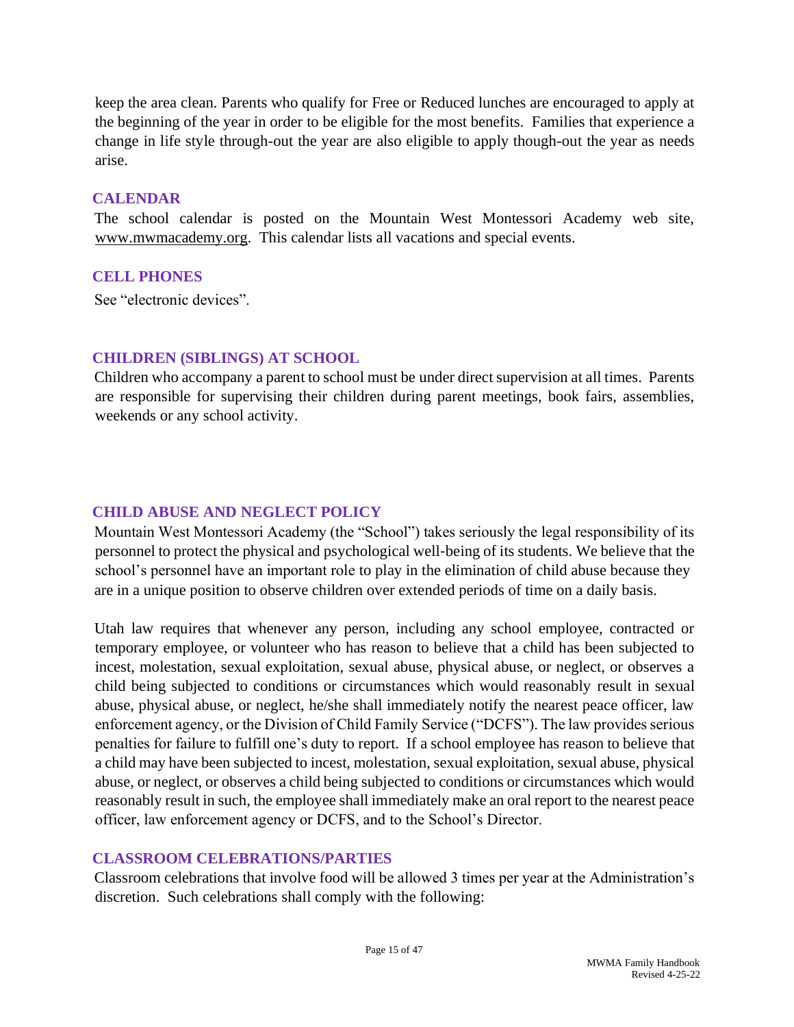keep the area clean. Parents who qualify for Free or Reduced lunches are encouraged to apply at the beginning of the year in order to be eligible for the most benefits. Families that experience a change in life style through-out the year are also eligible to apply though-out the year as needs arise.

## CALENDAR

The school calendar is posted on the Mountain West Montessori Academy web site, www.mwmacademy.org. This calendar lists all vacations and special events.

## CELL PHONES

See "electronic devices".

## CHILDREN (SIBLINGS) AT SCHOOL

Children who accompany a parent to school must be under direct supervision at all times. Parents are responsible for supervising their children during parent meetings, book fairs, assemblies, weekends or any school activity.

## CHILD ABUSE AND NEGLECT POLICY

Mountain West Montessori Academy (the "School") takes seriously the legal responsibility of its personnel to protect the physical and psychological well-being of its students. We believe that the school's personnel have an important role to play in the elimination of child abuse because they are in a unique position to observe children over extended periods of time on a daily basis.

Utah law requires that whenever any person, including any school employee, contracted or temporary employee, or volunteer who has reason to believe that a child has been subjected to incest, molestation, sexual exploitation, sexual abuse, physical abuse, or neglect, or observes a child being subjected to conditions or circumstances which would reasonably result in sexual abuse, physical abuse, or neglect, he/she shall immediately notify the nearest peace officer, law enforcement agency, or the Division of Child Family Service ("DCFS"). The law provides serious penalties for failure to fulfill one's duty to report. If a school employee has reason to believe that a child may have been subjected to incest, molestation, sexual exploitation, sexual abuse, physical abuse, or neglect, or observes a child being subjected to conditions or circumstances which would reasonably result in such, the employee shall immediately make an oral report to the nearest peace officer, law enforcement agency or DCFS, and to the School's Director.

## CLASSROOM CELEBRATIONS/PARTIES

Classroom celebrations that involve food will be allowed 3 times per year at the Administration's discretion. Such celebrations shall comply with the following: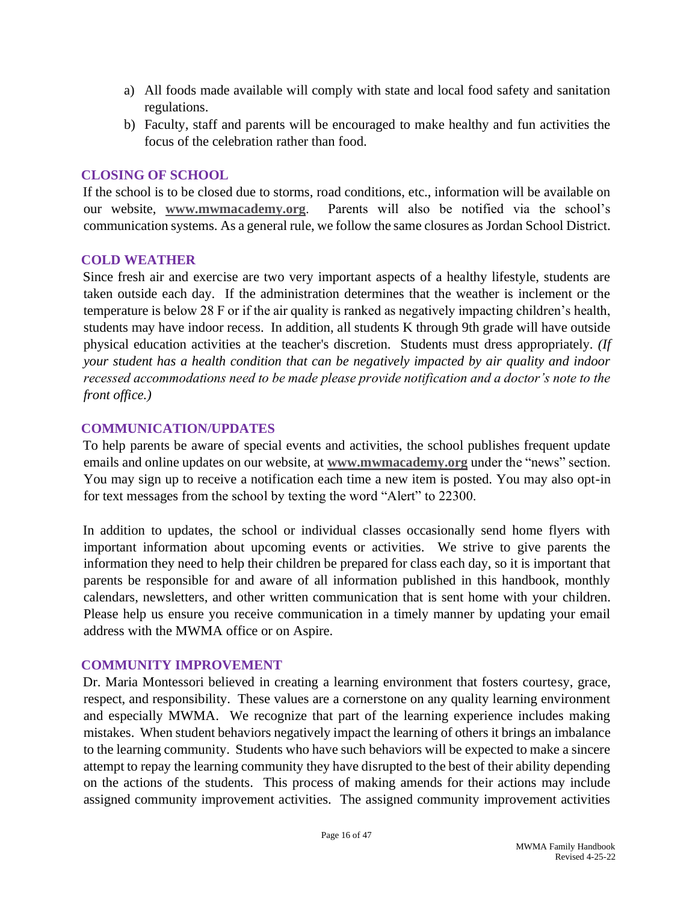a) All foods made available will comply with state and local food safety and sanitation regulations.
b) Faculty, staff and parents will be encouraged to make healthy and fun activities the focus of the celebration rather than food.

## CLOSING OF SCHOOL

If the school is to be closed due to storms, road conditions, etc., information will be available on our website, **www.mwmacademy.org**. Parents will also be notified via the school's communication systems. As a general rule, we follow the same closures as Jordan School District.

## COLD WEATHER

Since fresh air and exercise are two very important aspects of a healthy lifestyle, students are taken outside each day. If the administration determines that the weather is inclement or the temperature is below 28 F or if the air quality is ranked as negatively impacting children's health, students may have indoor recess. In addition, all students K through 9th grade will have outside physical education activities at the teacher's discretion. Students must dress appropriately. *(If your student has a health condition that can be negatively impacted by air quality and indoor recessed accommodations need to be made please provide notification and a doctor's note to the front office.)*

## COMMUNICATION/UPDATES

To help parents be aware of special events and activities, the school publishes frequent update emails and online updates on our website, at **www.mwmacademy.org** under the "news" section. You may sign up to receive a notification each time a new item is posted. You may also opt-in for text messages from the school by texting the word "Alert" to 22300.

In addition to updates, the school or individual classes occasionally send home flyers with important information about upcoming events or activities. We strive to give parents the information they need to help their children be prepared for class each day, so it is important that parents be responsible for and aware of all information published in this handbook, monthly calendars, newsletters, and other written communication that is sent home with your children. Please help us ensure you receive communication in a timely manner by updating your email address with the MWMA office or on Aspire.

## COMMUNITY IMPROVEMENT

Dr. Maria Montessori believed in creating a learning environment that fosters courtesy, grace, respect, and responsibility. These values are a cornerstone on any quality learning environment and especially MWMA. We recognize that part of the learning experience includes making mistakes. When student behaviors negatively impact the learning of others it brings an imbalance to the learning community. Students who have such behaviors will be expected to make a sincere attempt to repay the learning community they have disrupted to the best of their ability depending on the actions of the students. This process of making amends for their actions may include assigned community improvement activities. The assigned community improvement activities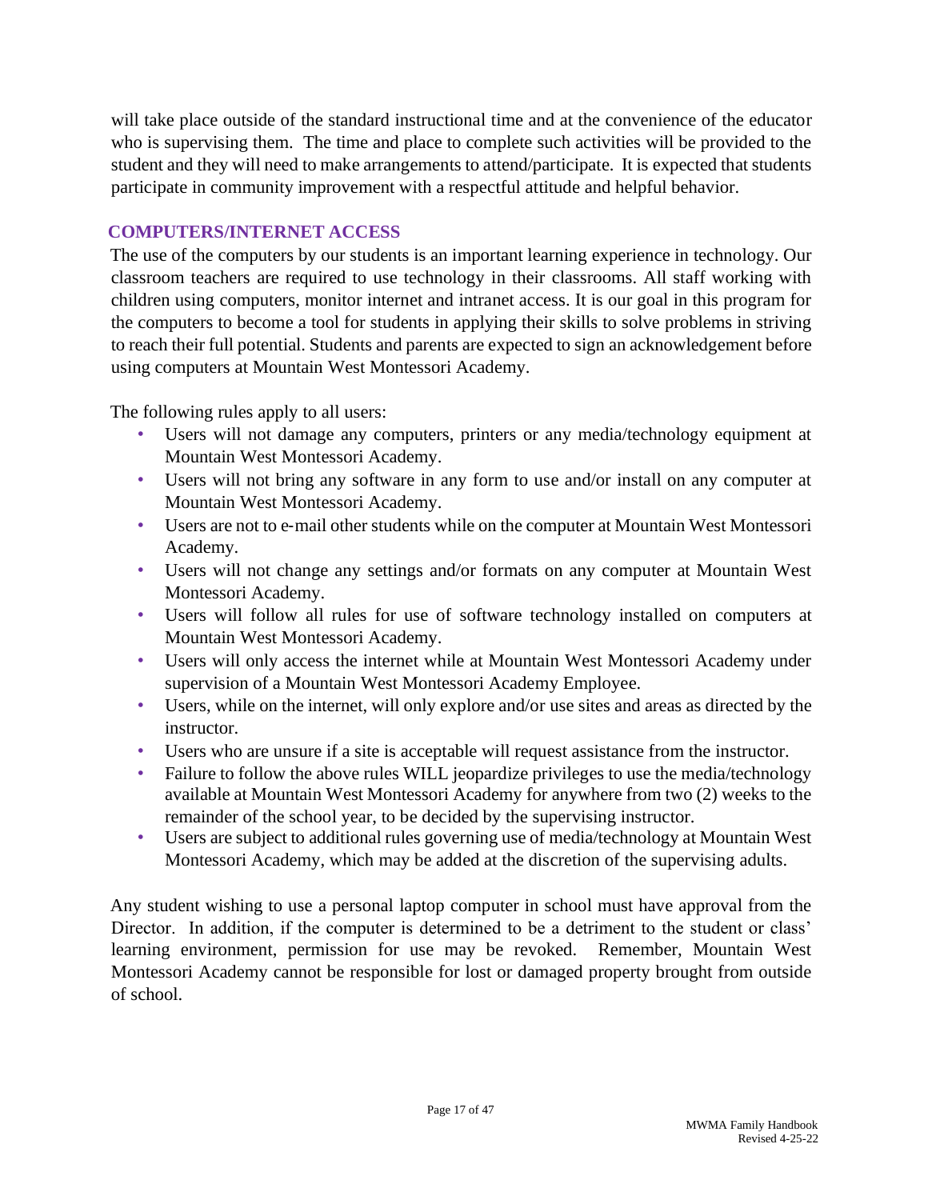will take place outside of the standard instructional time and at the convenience of the educator who is supervising them. The time and place to complete such activities will be provided to the student and they will need to make arrangements to attend/participate. It is expected that students participate in community improvement with a respectful attitude and helpful behavior.

## COMPUTERS/INTERNET ACCESS

The use of the computers by our students is an important learning experience in technology. Our classroom teachers are required to use technology in their classrooms. All staff working with children using computers, monitor internet and intranet access. It is our goal in this program for the computers to become a tool for students in applying their skills to solve problems in striving to reach their full potential. Students and parents are expected to sign an acknowledgement before using computers at Mountain West Montessori Academy.

The following rules apply to all users:

- Users will not damage any computers, printers or any media/technology equipment at Mountain West Montessori Academy.
- Users will not bring any software in any form to use and/or install on any computer at Mountain West Montessori Academy.
- Users are not to e-mail other students while on the computer at Mountain West Montessori Academy.
- Users will not change any settings and/or formats on any computer at Mountain West Montessori Academy.
- Users will follow all rules for use of software technology installed on computers at Mountain West Montessori Academy.
- Users will only access the internet while at Mountain West Montessori Academy under supervision of a Mountain West Montessori Academy Employee.
- Users, while on the internet, will only explore and/or use sites and areas as directed by the instructor.
- Users who are unsure if a site is acceptable will request assistance from the instructor.
- Failure to follow the above rules WILL jeopardize privileges to use the media/technology available at Mountain West Montessori Academy for anywhere from two (2) weeks to the remainder of the school year, to be decided by the supervising instructor.
- Users are subject to additional rules governing use of media/technology at Mountain West Montessori Academy, which may be added at the discretion of the supervising adults.

Any student wishing to use a personal laptop computer in school must have approval from the Director. In addition, if the computer is determined to be a detriment to the student or class' learning environment, permission for use may be revoked. Remember, Mountain West Montessori Academy cannot be responsible for lost or damaged property brought from outside of school.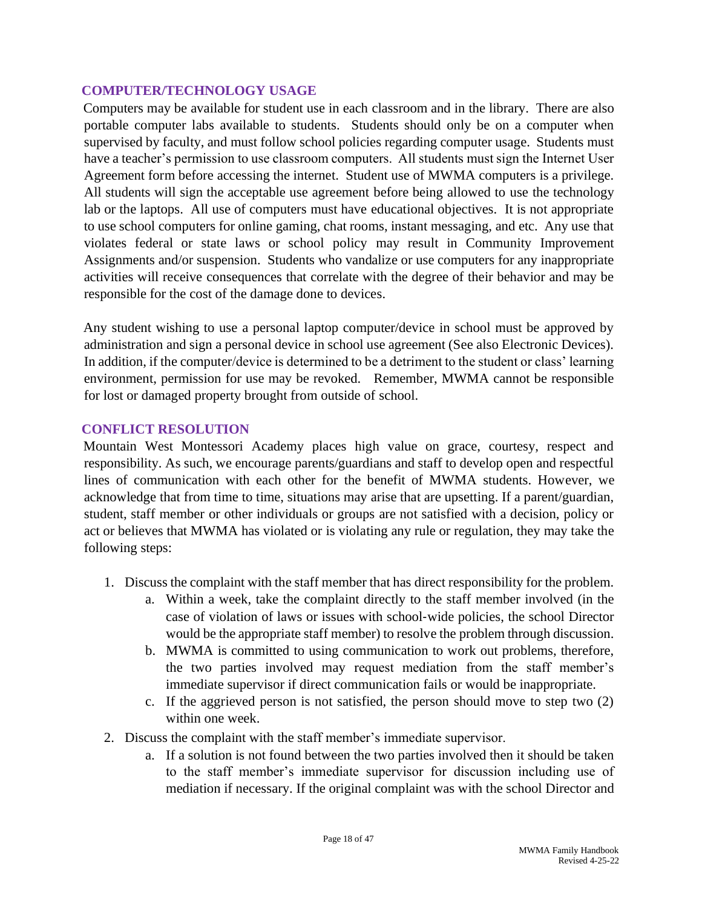## COMPUTER/TECHNOLOGY USAGE

Computers may be available for student use in each classroom and in the library. There are also portable computer labs available to students. Students should only be on a computer when supervised by faculty, and must follow school policies regarding computer usage. Students must have a teacher's permission to use classroom computers. All students must sign the Internet User Agreement form before accessing the internet. Student use of MWMA computers is a privilege. All students will sign the acceptable use agreement before being allowed to use the technology lab or the laptops. All use of computers must have educational objectives. It is not appropriate to use school computers for online gaming, chat rooms, instant messaging, and etc. Any use that violates federal or state laws or school policy may result in Community Improvement Assignments and/or suspension. Students who vandalize or use computers for any inappropriate activities will receive consequences that correlate with the degree of their behavior and may be responsible for the cost of the damage done to devices.

Any student wishing to use a personal laptop computer/device in school must be approved by administration and sign a personal device in school use agreement (See also Electronic Devices). In addition, if the computer/device is determined to be a detriment to the student or class' learning environment, permission for use may be revoked. Remember, MWMA cannot be responsible for lost or damaged property brought from outside of school.

## CONFLICT RESOLUTION

Mountain West Montessori Academy places high value on grace, courtesy, respect and responsibility. As such, we encourage parents/guardians and staff to develop open and respectful lines of communication with each other for the benefit of MWMA students. However, we acknowledge that from time to time, situations may arise that are upsetting. If a parent/guardian, student, staff member or other individuals or groups are not satisfied with a decision, policy or act or believes that MWMA has violated or is violating any rule or regulation, they may take the following steps:

1. Discuss the complaint with the staff member that has direct responsibility for the problem.
    a. Within a week, take the complaint directly to the staff member involved (in the case of violation of laws or issues with school-wide policies, the school Director would be the appropriate staff member) to resolve the problem through discussion.
    b. MWMA is committed to using communication to work out problems, therefore, the two parties involved may request mediation from the staff member's immediate supervisor if direct communication fails or would be inappropriate.
    c. If the aggrieved person is not satisfied, the person should move to step two (2) within one week.
2. Discuss the complaint with the staff member's immediate supervisor.
    a. If a solution is not found between the two parties involved then it should be taken to the staff member's immediate supervisor for discussion including use of mediation if necessary. If the original complaint was with the school Director and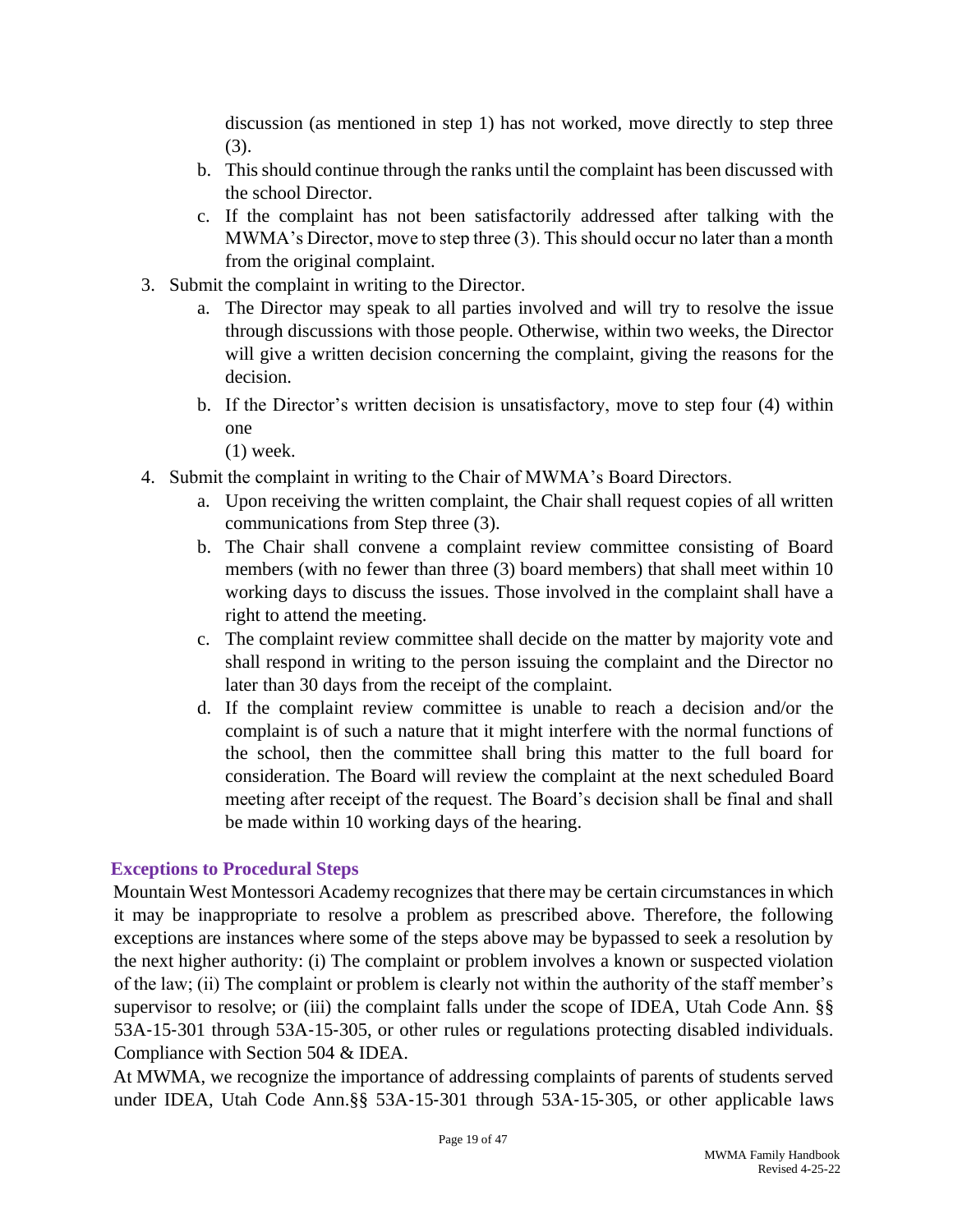discussion (as mentioned in step 1) has not worked, move directly to step three (3).

   b. This should continue through the ranks until the complaint has been discussed with the school Director.
   c. If the complaint has not been satisfactorily addressed after talking with the MWMA's Director, move to step three (3). This should occur no later than a month from the original complaint.

3. Submit the complaint in writing to the Director.
   a. The Director may speak to all parties involved and will try to resolve the issue through discussions with those people. Otherwise, within two weeks, the Director will give a written decision concerning the complaint, giving the reasons for the decision.
   b. If the Director's written decision is unsatisfactory, move to step four (4) within one (1) week.
4. Submit the complaint in writing to the Chair of MWMA's Board Directors.
   a. Upon receiving the written complaint, the Chair shall request copies of all written communications from Step three (3).
   b. The Chair shall convene a complaint review committee consisting of Board members (with no fewer than three (3) board members) that shall meet within 10 working days to discuss the issues. Those involved in the complaint shall have a right to attend the meeting.
   c. The complaint review committee shall decide on the matter by majority vote and shall respond in writing to the person issuing the complaint and the Director no later than 30 days from the receipt of the complaint.
   d. If the complaint review committee is unable to reach a decision and/or the complaint is of such a nature that it might interfere with the normal functions of the school, then the committee shall bring this matter to the full board for consideration. The Board will review the complaint at the next scheduled Board meeting after receipt of the request. The Board's decision shall be final and shall be made within 10 working days of the hearing.

### Exceptions to Procedural Steps

Mountain West Montessori Academy recognizes that there may be certain circumstances in which it may be inappropriate to resolve a problem as prescribed above. Therefore, the following exceptions are instances where some of the steps above may be bypassed to seek a resolution by the next higher authority: (i) The complaint or problem involves a known or suspected violation of the law; (ii) The complaint or problem is clearly not within the authority of the staff member's supervisor to resolve; or (iii) the complaint falls under the scope of IDEA, Utah Code Ann. §§ 53A-15-301 through 53A-15-305, or other rules or regulations protecting disabled individuals. Compliance with Section 504 & IDEA.

At MWMA, we recognize the importance of addressing complaints of parents of students served under IDEA, Utah Code Ann.§§ 53A-15-301 through 53A-15-305, or other applicable laws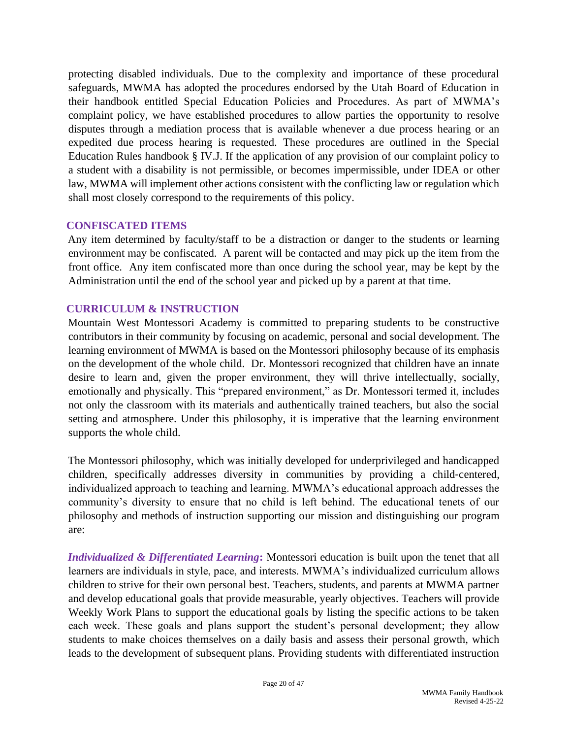protecting disabled individuals. Due to the complexity and importance of these procedural safeguards, MWMA has adopted the procedures endorsed by the Utah Board of Education in their handbook entitled Special Education Policies and Procedures. As part of MWMA's complaint policy, we have established procedures to allow parties the opportunity to resolve disputes through a mediation process that is available whenever a due process hearing or an expedited due process hearing is requested. These procedures are outlined in the Special Education Rules handbook § IV.J. If the application of any provision of our complaint policy to a student with a disability is not permissible, or becomes impermissible, under IDEA or other law, MWMA will implement other actions consistent with the conflicting law or regulation which shall most closely correspond to the requirements of this policy.

## CONFISCATED ITEMS

Any item determined by faculty/staff to be a distraction or danger to the students or learning environment may be confiscated. A parent will be contacted and may pick up the item from the front office. Any item confiscated more than once during the school year, may be kept by the Administration until the end of the school year and picked up by a parent at that time.

## CURRICULUM & INSTRUCTION

Mountain West Montessori Academy is committed to preparing students to be constructive contributors in their community by focusing on academic, personal and social development. The learning environment of MWMA is based on the Montessori philosophy because of its emphasis on the development of the whole child. Dr. Montessori recognized that children have an innate desire to learn and, given the proper environment, they will thrive intellectually, socially, emotionally and physically. This "prepared environment," as Dr. Montessori termed it, includes not only the classroom with its materials and authentically trained teachers, but also the social setting and atmosphere. Under this philosophy, it is imperative that the learning environment supports the whole child.

The Montessori philosophy, which was initially developed for underprivileged and handicapped children, specifically addresses diversity in communities by providing a child-centered, individualized approach to teaching and learning. MWMA's educational approach addresses the community's diversity to ensure that no child is left behind. The educational tenets of our philosophy and methods of instruction supporting our mission and distinguishing our program are:

***Individualized & Differentiated Learning*:** Montessori education is built upon the tenet that all learners are individuals in style, pace, and interests. MWMA's individualized curriculum allows children to strive for their own personal best. Teachers, students, and parents at MWMA partner and develop educational goals that provide measurable, yearly objectives. Teachers will provide Weekly Work Plans to support the educational goals by listing the specific actions to be taken each week. These goals and plans support the student's personal development; they allow students to make choices themselves on a daily basis and assess their personal growth, which leads to the development of subsequent plans. Providing students with differentiated instruction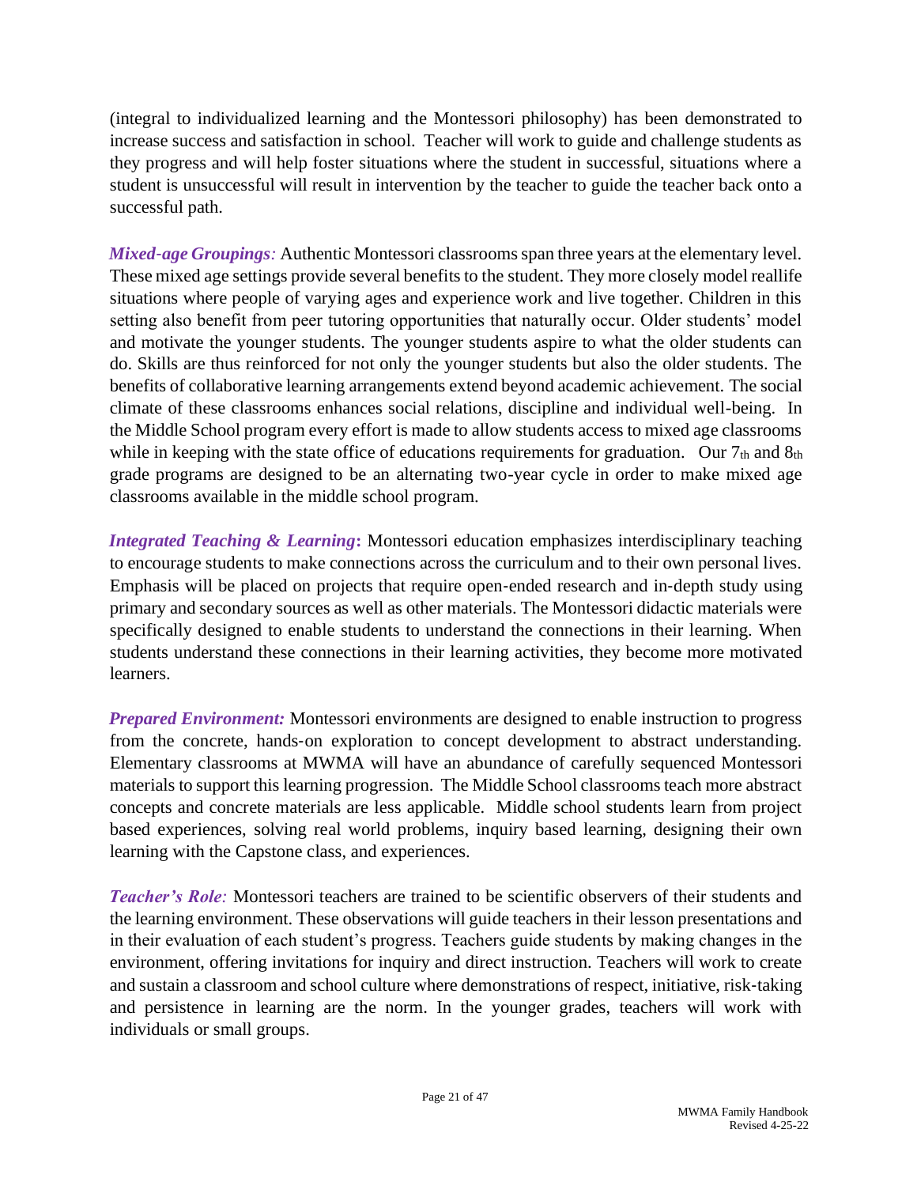(integral to individualized learning and the Montessori philosophy) has been demonstrated to increase success and satisfaction in school. Teacher will work to guide and challenge students as they progress and will help foster situations where the student in successful, situations where a student is unsuccessful will result in intervention by the teacher to guide the teacher back onto a successful path.

***Mixed-age Groupings**:* Authentic Montessori classrooms span three years at the elementary level. These mixed age settings provide several benefits to the student. They more closely model reallife situations where people of varying ages and experience work and live together. Children in this setting also benefit from peer tutoring opportunities that naturally occur. Older students' model and motivate the younger students. The younger students aspire to what the older students can do. Skills are thus reinforced for not only the younger students but also the older students. The benefits of collaborative learning arrangements extend beyond academic achievement. The social climate of these classrooms enhances social relations, discipline and individual well-being. In the Middle School program every effort is made to allow students access to mixed age classrooms while in keeping with the state office of educations requirements for graduation. Our $7_{th}$ and $8_{th}$ grade programs are designed to be an alternating two-year cycle in order to make mixed age classrooms available in the middle school program.

***Integrated Teaching & Learning*:** Montessori education emphasizes interdisciplinary teaching to encourage students to make connections across the curriculum and to their own personal lives. Emphasis will be placed on projects that require open-ended research and in-depth study using primary and secondary sources as well as other materials. The Montessori didactic materials were specifically designed to enable students to understand the connections in their learning. When students understand these connections in their learning activities, they become more motivated learners.

***Prepared Environment:*** Montessori environments are designed to enable instruction to progress from the concrete, hands-on exploration to concept development to abstract understanding. Elementary classrooms at MWMA will have an abundance of carefully sequenced Montessori materials to support this learning progression. The Middle School classrooms teach more abstract concepts and concrete materials are less applicable. Middle school students learn from project based experiences, solving real world problems, inquiry based learning, designing their own learning with the Capstone class, and experiences.

***Teacher's Role**:* Montessori teachers are trained to be scientific observers of their students and the learning environment. These observations will guide teachers in their lesson presentations and in their evaluation of each student's progress. Teachers guide students by making changes in the environment, offering invitations for inquiry and direct instruction. Teachers will work to create and sustain a classroom and school culture where demonstrations of respect, initiative, risk-taking and persistence in learning are the norm. In the younger grades, teachers will work with individuals or small groups.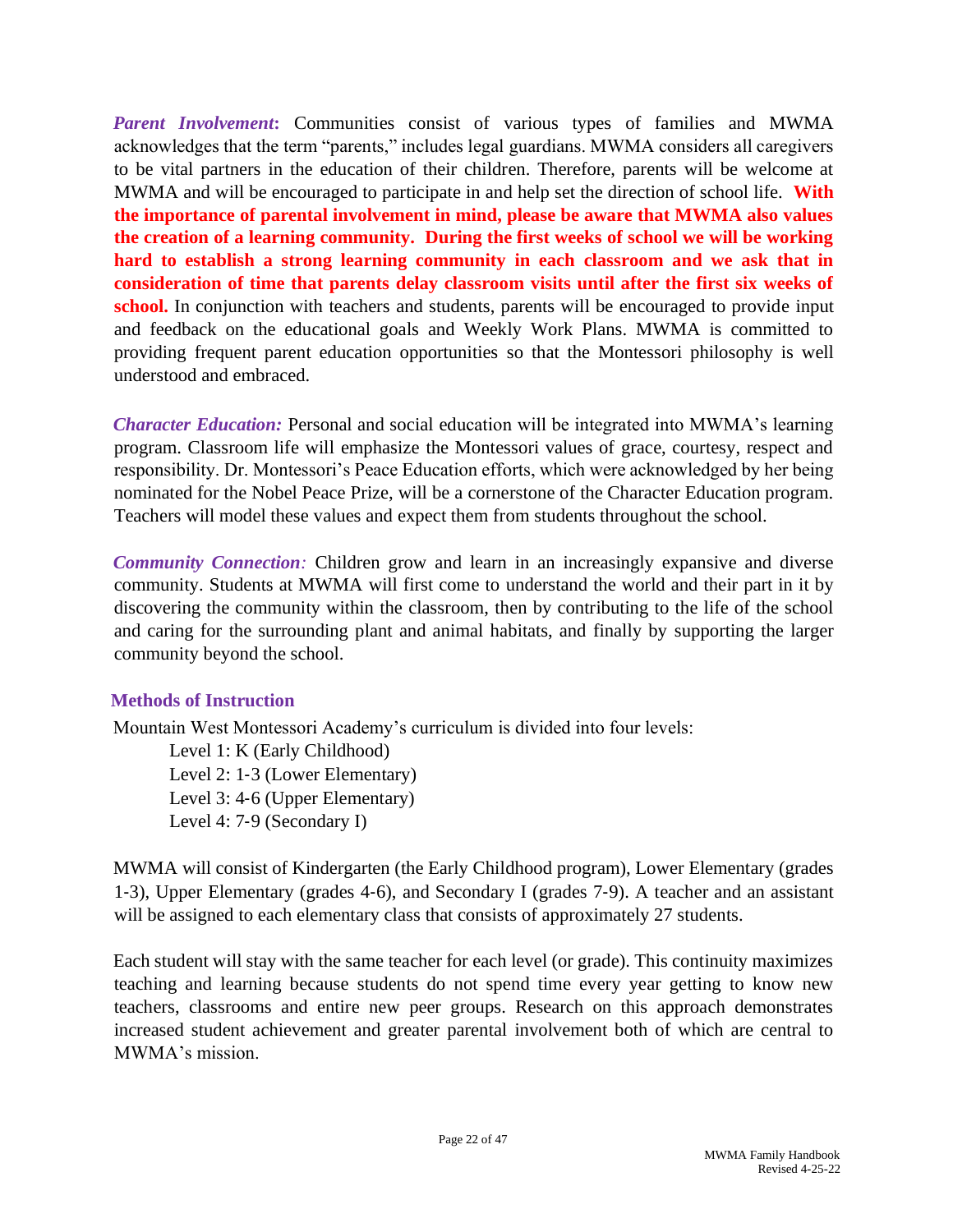***Parent Involvement*:** Communities consist of various types of families and MWMA acknowledges that the term "parents," includes legal guardians. MWMA considers all caregivers to be vital partners in the education of their children. Therefore, parents will be welcome at MWMA and will be encouraged to participate in and help set the direction of school life. **With the importance of parental involvement in mind, please be aware that MWMA also values the creation of a learning community. During the first weeks of school we will be working hard to establish a strong learning community in each classroom and we ask that in consideration of time that parents delay classroom visits until after the first six weeks of school.** In conjunction with teachers and students, parents will be encouraged to provide input and feedback on the educational goals and Weekly Work Plans. MWMA is committed to providing frequent parent education opportunities so that the Montessori philosophy is well understood and embraced.

***Character Education:*** Personal and social education will be integrated into MWMA's learning program. Classroom life will emphasize the Montessori values of grace, courtesy, respect and responsibility. Dr. Montessori's Peace Education efforts, which were acknowledged by her being nominated for the Nobel Peace Prize, will be a cornerstone of the Character Education program. Teachers will model these values and expect them from students throughout the school.

***Community Connection**:* Children grow and learn in an increasingly expansive and diverse community. Students at MWMA will first come to understand the world and their part in it by discovering the community within the classroom, then by contributing to the life of the school and caring for the surrounding plant and animal habitats, and finally by supporting the larger community beyond the school.

## Methods of Instruction

Mountain West Montessori Academy's curriculum is divided into four levels:

- Level 1: K (Early Childhood)
- Level 2: 1-3 (Lower Elementary)
- Level 3: 4-6 (Upper Elementary)
- Level 4: 7-9 (Secondary I)

MWMA will consist of Kindergarten (the Early Childhood program), Lower Elementary (grades 1-3), Upper Elementary (grades 4-6), and Secondary I (grades 7-9). A teacher and an assistant will be assigned to each elementary class that consists of approximately 27 students.

Each student will stay with the same teacher for each level (or grade). This continuity maximizes teaching and learning because students do not spend time every year getting to know new teachers, classrooms and entire new peer groups. Research on this approach demonstrates increased student achievement and greater parental involvement both of which are central to MWMA's mission.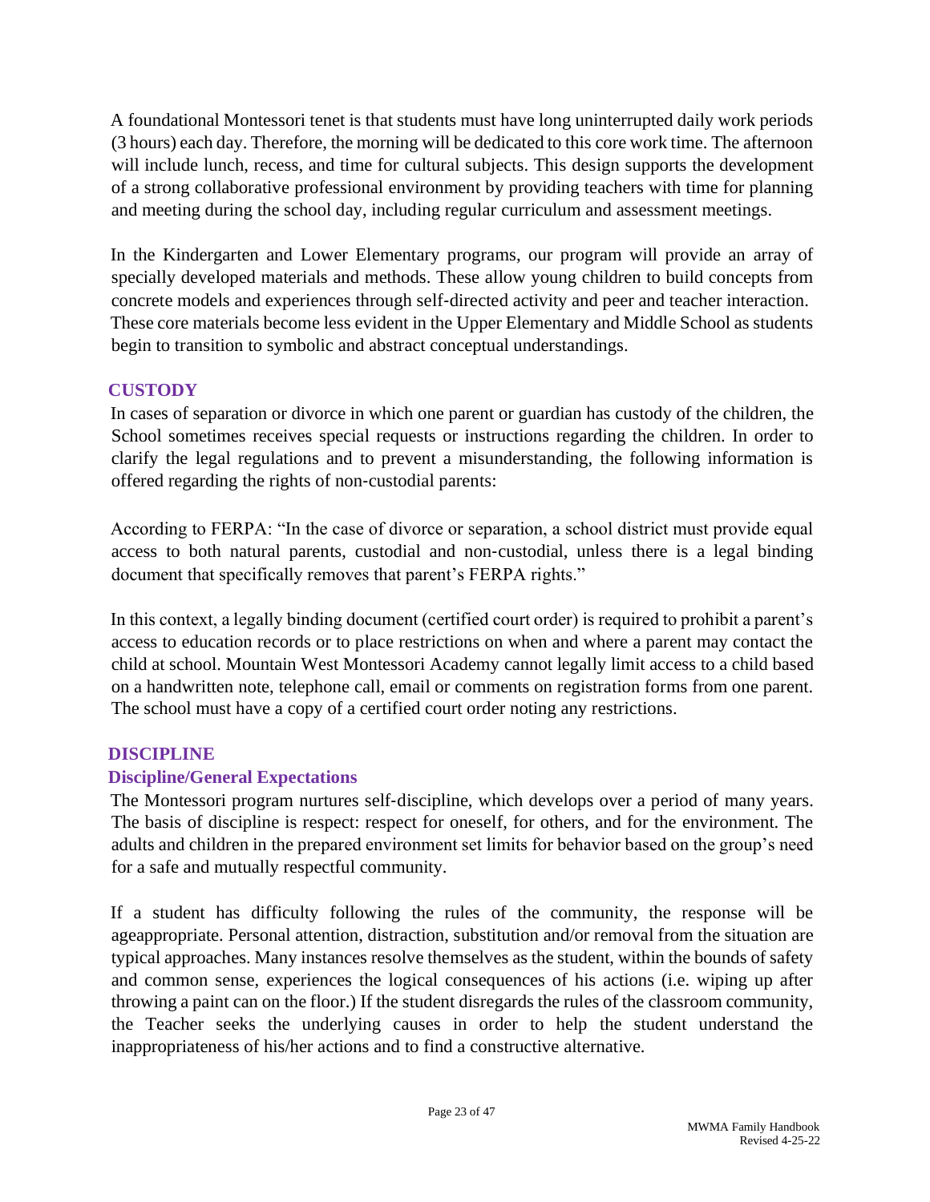A foundational Montessori tenet is that students must have long uninterrupted daily work periods (3 hours) each day. Therefore, the morning will be dedicated to this core work time. The afternoon will include lunch, recess, and time for cultural subjects. This design supports the development of a strong collaborative professional environment by providing teachers with time for planning and meeting during the school day, including regular curriculum and assessment meetings.

In the Kindergarten and Lower Elementary programs, our program will provide an array of specially developed materials and methods. These allow young children to build concepts from concrete models and experiences through self-directed activity and peer and teacher interaction. These core materials become less evident in the Upper Elementary and Middle School as students begin to transition to symbolic and abstract conceptual understandings.

## CUSTODY

In cases of separation or divorce in which one parent or guardian has custody of the children, the School sometimes receives special requests or instructions regarding the children. In order to clarify the legal regulations and to prevent a misunderstanding, the following information is offered regarding the rights of non-custodial parents:

According to FERPA: "In the case of divorce or separation, a school district must provide equal access to both natural parents, custodial and non-custodial, unless there is a legal binding document that specifically removes that parent's FERPA rights."

In this context, a legally binding document (certified court order) is required to prohibit a parent's access to education records or to place restrictions on when and where a parent may contact the child at school. Mountain West Montessori Academy cannot legally limit access to a child based on a handwritten note, telephone call, email or comments on registration forms from one parent. The school must have a copy of a certified court order noting any restrictions.

## DISCIPLINE

### Discipline/General Expectations

The Montessori program nurtures self-discipline, which develops over a period of many years. The basis of discipline is respect: respect for oneself, for others, and for the environment. The adults and children in the prepared environment set limits for behavior based on the group's need for a safe and mutually respectful community.

If a student has difficulty following the rules of the community, the response will be ageappropriate. Personal attention, distraction, substitution and/or removal from the situation are typical approaches. Many instances resolve themselves as the student, within the bounds of safety and common sense, experiences the logical consequences of his actions (i.e. wiping up after throwing a paint can on the floor.) If the student disregards the rules of the classroom community, the Teacher seeks the underlying causes in order to help the student understand the inappropriateness of his/her actions and to find a constructive alternative.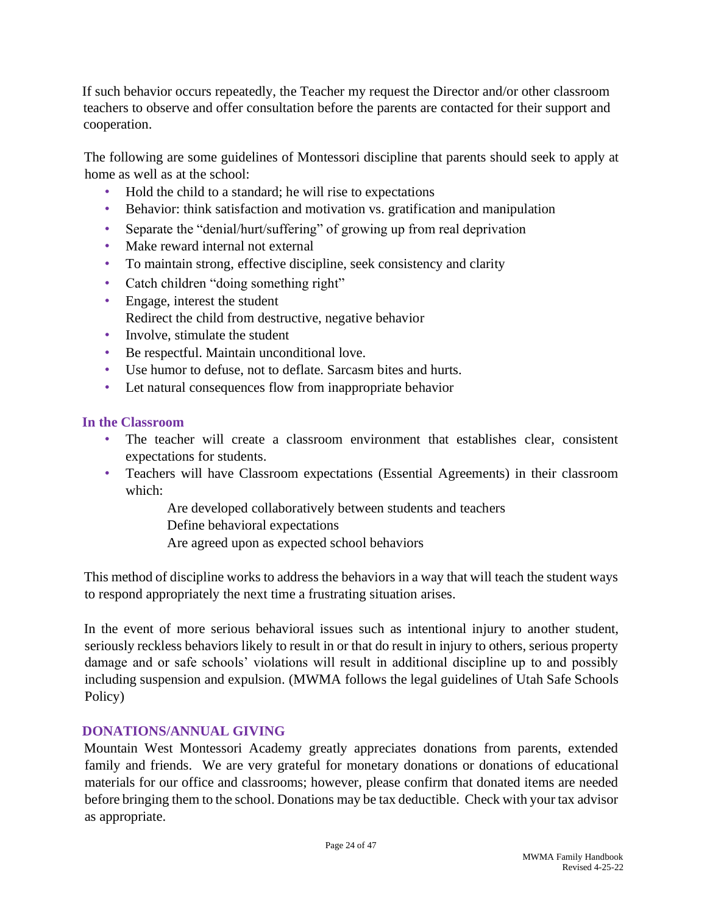If such behavior occurs repeatedly, the Teacher my request the Director and/or other classroom teachers to observe and offer consultation before the parents are contacted for their support and cooperation.

The following are some guidelines of Montessori discipline that parents should seek to apply at home as well as at the school:

- Hold the child to a standard; he will rise to expectations
- Behavior: think satisfaction and motivation vs. gratification and manipulation
- Separate the "denial/hurt/suffering" of growing up from real deprivation
- Make reward internal not external
- To maintain strong, effective discipline, seek consistency and clarity
- Catch children "doing something right"
- Engage, interest the student
  Redirect the child from destructive, negative behavior
- Involve, stimulate the student
- Be respectful. Maintain unconditional love.
- Use humor to defuse, not to deflate. Sarcasm bites and hurts.
- Let natural consequences flow from inappropriate behavior

### In the Classroom

- The teacher will create a classroom environment that establishes clear, consistent expectations for students.
- Teachers will have Classroom expectations (Essential Agreements) in their classroom which:
  - Are developed collaboratively between students and teachers
  - Define behavioral expectations
  - Are agreed upon as expected school behaviors

This method of discipline works to address the behaviors in a way that will teach the student ways to respond appropriately the next time a frustrating situation arises.

In the event of more serious behavioral issues such as intentional injury to another student, seriously reckless behaviors likely to result in or that do result in injury to others, serious property damage and or safe schools' violations will result in additional discipline up to and possibly including suspension and expulsion. (MWMA follows the legal guidelines of Utah Safe Schools Policy)

## DONATIONS/ANNUAL GIVING

Mountain West Montessori Academy greatly appreciates donations from parents, extended family and friends. We are very grateful for monetary donations or donations of educational materials for our office and classrooms; however, please confirm that donated items are needed before bringing them to the school. Donations may be tax deductible. Check with your tax advisor as appropriate.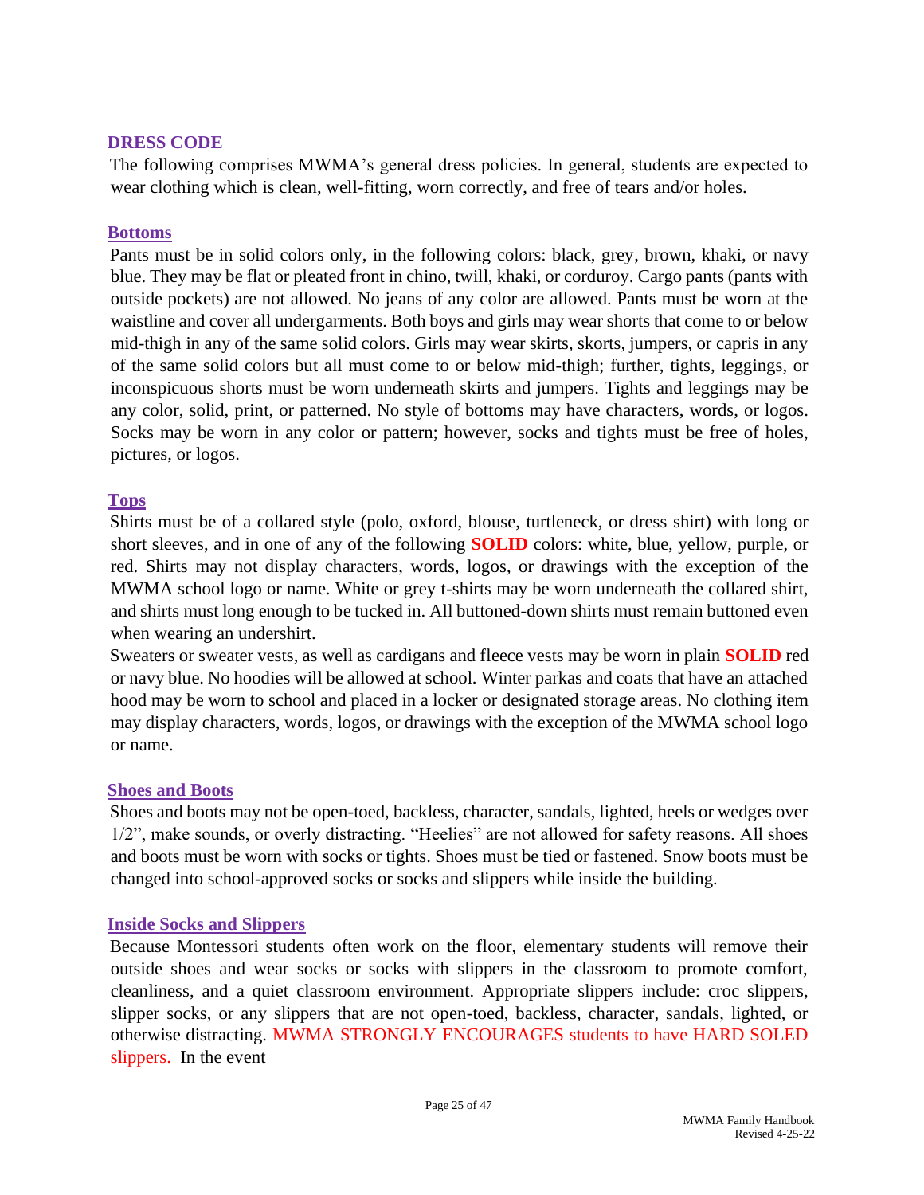## DRESS CODE

The following comprises MWMA's general dress policies. In general, students are expected to wear clothing which is clean, well-fitting, worn correctly, and free of tears and/or holes.

### Bottoms

Pants must be in solid colors only, in the following colors: black, grey, brown, khaki, or navy blue. They may be flat or pleated front in chino, twill, khaki, or corduroy. Cargo pants (pants with outside pockets) are not allowed. No jeans of any color are allowed. Pants must be worn at the waistline and cover all undergarments. Both boys and girls may wear shorts that come to or below mid-thigh in any of the same solid colors. Girls may wear skirts, skorts, jumpers, or capris in any of the same solid colors but all must come to or below mid-thigh; further, tights, leggings, or inconspicuous shorts must be worn underneath skirts and jumpers. Tights and leggings may be any color, solid, print, or patterned. No style of bottoms may have characters, words, or logos. Socks may be worn in any color or pattern; however, socks and tights must be free of holes, pictures, or logos.

### Tops

Shirts must be of a collared style (polo, oxford, blouse, turtleneck, or dress shirt) with long or short sleeves, and in one of any of the following **SOLID** colors: white, blue, yellow, purple, or red. Shirts may not display characters, words, logos, or drawings with the exception of the MWMA school logo or name. White or grey t-shirts may be worn underneath the collared shirt, and shirts must long enough to be tucked in. All buttoned-down shirts must remain buttoned even when wearing an undershirt.

Sweaters or sweater vests, as well as cardigans and fleece vests may be worn in plain **SOLID** red or navy blue. No hoodies will be allowed at school. Winter parkas and coats that have an attached hood may be worn to school and placed in a locker or designated storage areas. No clothing item may display characters, words, logos, or drawings with the exception of the MWMA school logo or name.

### Shoes and Boots

Shoes and boots may not be open-toed, backless, character, sandals, lighted, heels or wedges over 1/2", make sounds, or overly distracting. "Heelies" are not allowed for safety reasons. All shoes and boots must be worn with socks or tights. Shoes must be tied or fastened. Snow boots must be changed into school-approved socks or socks and slippers while inside the building.

### Inside Socks and Slippers

Because Montessori students often work on the floor, elementary students will remove their outside shoes and wear socks or socks with slippers in the classroom to promote comfort, cleanliness, and a quiet classroom environment. Appropriate slippers include: croc slippers, slipper socks, or any slippers that are not open-toed, backless, character, sandals, lighted, or otherwise distracting. MWMA STRONGLY ENCOURAGES students to have HARD SOLED slippers. In the event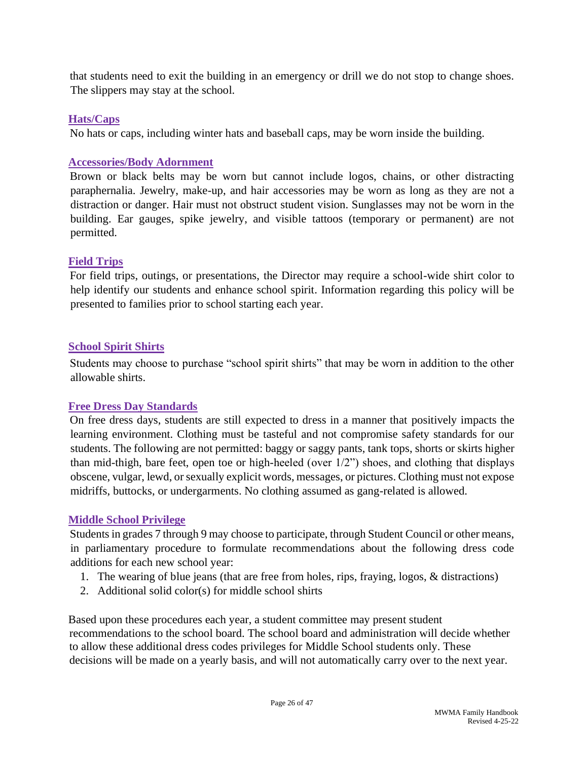that students need to exit the building in an emergency or drill we do not stop to change shoes. The slippers may stay at the school.

### Hats/Caps

No hats or caps, including winter hats and baseball caps, may be worn inside the building.

### Accessories/Body Adornment

Brown or black belts may be worn but cannot include logos, chains, or other distracting paraphernalia. Jewelry, make-up, and hair accessories may be worn as long as they are not a distraction or danger. Hair must not obstruct student vision. Sunglasses may not be worn in the building. Ear gauges, spike jewelry, and visible tattoos (temporary or permanent) are not permitted.

### Field Trips

For field trips, outings, or presentations, the Director may require a school-wide shirt color to help identify our students and enhance school spirit. Information regarding this policy will be presented to families prior to school starting each year.

### School Spirit Shirts

Students may choose to purchase "school spirit shirts" that may be worn in addition to the other allowable shirts.

### Free Dress Day Standards

On free dress days, students are still expected to dress in a manner that positively impacts the learning environment. Clothing must be tasteful and not compromise safety standards for our students. The following are not permitted: baggy or saggy pants, tank tops, shorts or skirts higher than mid-thigh, bare feet, open toe or high-heeled (over 1/2") shoes, and clothing that displays obscene, vulgar, lewd, or sexually explicit words, messages, or pictures. Clothing must not expose midriffs, buttocks, or undergarments. No clothing assumed as gang-related is allowed.

### Middle School Privilege

Students in grades 7 through 9 may choose to participate, through Student Council or other means, in parliamentary procedure to formulate recommendations about the following dress code additions for each new school year:

1. The wearing of blue jeans (that are free from holes, rips, fraying, logos, & distractions)
2. Additional solid color(s) for middle school shirts

Based upon these procedures each year, a student committee may present student recommendations to the school board. The school board and administration will decide whether to allow these additional dress codes privileges for Middle School students only. These decisions will be made on a yearly basis, and will not automatically carry over to the next year.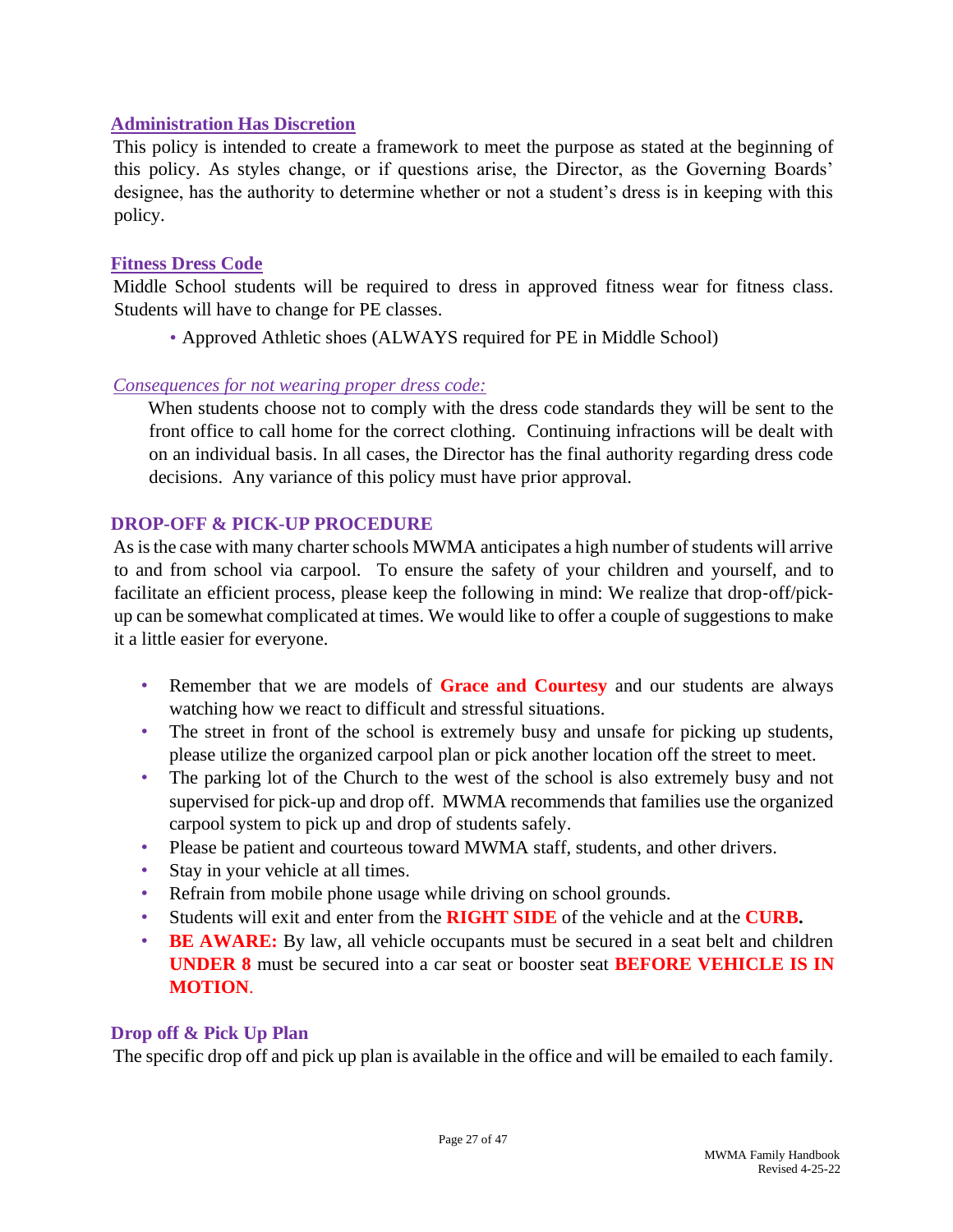### Administration Has Discretion

This policy is intended to create a framework to meet the purpose as stated at the beginning of this policy. As styles change, or if questions arise, the Director, as the Governing Boards' designee, has the authority to determine whether or not a student's dress is in keeping with this policy.

### Fitness Dress Code

Middle School students will be required to dress in approved fitness wear for fitness class. Students will have to change for PE classes.

- Approved Athletic shoes (ALWAYS required for PE in Middle School)

*Consequences for not wearing proper dress code:*

When students choose not to comply with the dress code standards they will be sent to the front office to call home for the correct clothing. Continuing infractions will be dealt with on an individual basis. In all cases, the Director has the final authority regarding dress code decisions. Any variance of this policy must have prior approval.

## DROP-OFF & PICK-UP PROCEDURE

As is the case with many charter schools MWMA anticipates a high number of students will arrive to and from school via carpool. To ensure the safety of your children and yourself, and to facilitate an efficient process, please keep the following in mind: We realize that drop-off/pick-up can be somewhat complicated at times. We would like to offer a couple of suggestions to make it a little easier for everyone.

- Remember that we are models of **Grace and Courtesy** and our students are always watching how we react to difficult and stressful situations.
- The street in front of the school is extremely busy and unsafe for picking up students, please utilize the organized carpool plan or pick another location off the street to meet.
- The parking lot of the Church to the west of the school is also extremely busy and not supervised for pick-up and drop off. MWMA recommends that families use the organized carpool system to pick up and drop of students safely.
- Please be patient and courteous toward MWMA staff, students, and other drivers.
- Stay in your vehicle at all times.
- Refrain from mobile phone usage while driving on school grounds.
- Students will exit and enter from the **RIGHT SIDE** of the vehicle and at the **CURB.**
- **BE AWARE:** By law, all vehicle occupants must be secured in a seat belt and children **UNDER 8** must be secured into a car seat or booster seat **BEFORE VEHICLE IS IN MOTION**.

### Drop off & Pick Up Plan

The specific drop off and pick up plan is available in the office and will be emailed to each family.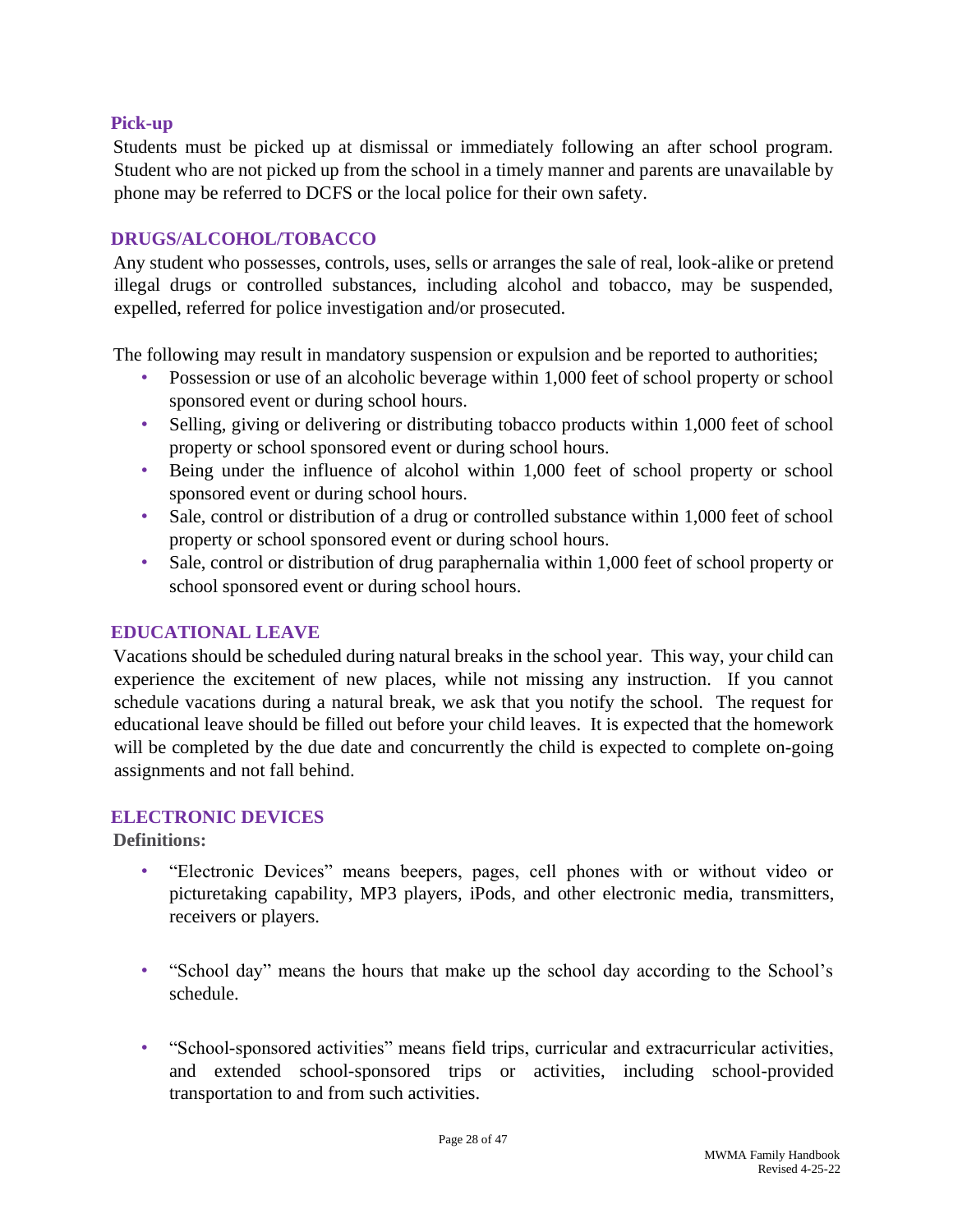### Pick-up

Students must be picked up at dismissal or immediately following an after school program. Student who are not picked up from the school in a timely manner and parents are unavailable by phone may be referred to DCFS or the local police for their own safety.

## DRUGS/ALCOHOL/TOBACCO

Any student who possesses, controls, uses, sells or arranges the sale of real, look-alike or pretend illegal drugs or controlled substances, including alcohol and tobacco, may be suspended, expelled, referred for police investigation and/or prosecuted.

The following may result in mandatory suspension or expulsion and be reported to authorities;

- Possession or use of an alcoholic beverage within 1,000 feet of school property or school sponsored event or during school hours.
- Selling, giving or delivering or distributing tobacco products within 1,000 feet of school property or school sponsored event or during school hours.
- Being under the influence of alcohol within 1,000 feet of school property or school sponsored event or during school hours.
- Sale, control or distribution of a drug or controlled substance within 1,000 feet of school property or school sponsored event or during school hours.
- Sale, control or distribution of drug paraphernalia within 1,000 feet of school property or school sponsored event or during school hours.

## EDUCATIONAL LEAVE

Vacations should be scheduled during natural breaks in the school year. This way, your child can experience the excitement of new places, while not missing any instruction. If you cannot schedule vacations during a natural break, we ask that you notify the school. The request for educational leave should be filled out before your child leaves. It is expected that the homework will be completed by the due date and concurrently the child is expected to complete on-going assignments and not fall behind.

## ELECTRONIC DEVICES

**Definitions:**

- "Electronic Devices" means beepers, pages, cell phones with or without video or picturetaking capability, MP3 players, iPods, and other electronic media, transmitters, receivers or players.
- "School day" means the hours that make up the school day according to the School's schedule.
- "School-sponsored activities" means field trips, curricular and extracurricular activities, and extended school-sponsored trips or activities, including school-provided transportation to and from such activities.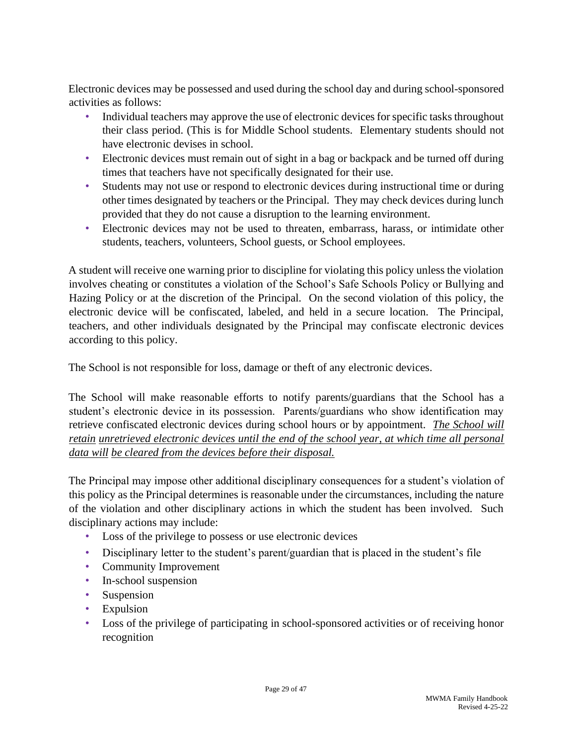Electronic devices may be possessed and used during the school day and during school-sponsored activities as follows:

- Individual teachers may approve the use of electronic devices for specific tasks throughout their class period. (This is for Middle School students. Elementary students should not have electronic devises in school.
- Electronic devices must remain out of sight in a bag or backpack and be turned off during times that teachers have not specifically designated for their use.
- Students may not use or respond to electronic devices during instructional time or during other times designated by teachers or the Principal. They may check devices during lunch provided that they do not cause a disruption to the learning environment.
- Electronic devices may not be used to threaten, embarrass, harass, or intimidate other students, teachers, volunteers, School guests, or School employees.

A student will receive one warning prior to discipline for violating this policy unless the violation involves cheating or constitutes a violation of the School's Safe Schools Policy or Bullying and Hazing Policy or at the discretion of the Principal. On the second violation of this policy, the electronic device will be confiscated, labeled, and held in a secure location. The Principal, teachers, and other individuals designated by the Principal may confiscate electronic devices according to this policy.

The School is not responsible for loss, damage or theft of any electronic devices.

The School will make reasonable efforts to notify parents/guardians that the School has a student's electronic device in its possession. Parents/guardians who show identification may retrieve confiscated electronic devices during school hours or by appointment. *<u>The School will retain unretrieved electronic devices until the end of the school year, at which time all personal data will be cleared from the devices before their disposal.</u>*

The Principal may impose other additional disciplinary consequences for a student's violation of this policy as the Principal determines is reasonable under the circumstances, including the nature of the violation and other disciplinary actions in which the student has been involved. Such disciplinary actions may include:

- Loss of the privilege to possess or use electronic devices
- Disciplinary letter to the student's parent/guardian that is placed in the student's file
- Community Improvement
- In-school suspension
- Suspension
- Expulsion
- Loss of the privilege of participating in school-sponsored activities or of receiving honor recognition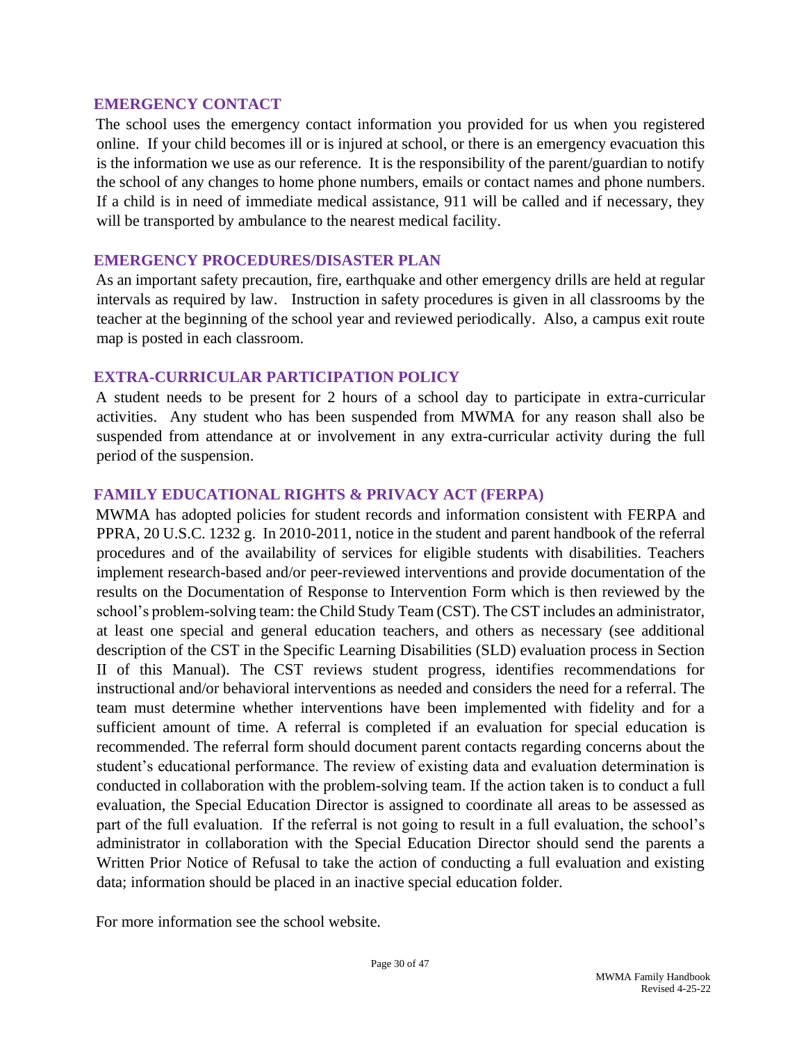## EMERGENCY CONTACT

The school uses the emergency contact information you provided for us when you registered online. If your child becomes ill or is injured at school, or there is an emergency evacuation this is the information we use as our reference. It is the responsibility of the parent/guardian to notify the school of any changes to home phone numbers, emails or contact names and phone numbers. If a child is in need of immediate medical assistance, 911 will be called and if necessary, they will be transported by ambulance to the nearest medical facility.

## EMERGENCY PROCEDURES/DISASTER PLAN

As an important safety precaution, fire, earthquake and other emergency drills are held at regular intervals as required by law. Instruction in safety procedures is given in all classrooms by the teacher at the beginning of the school year and reviewed periodically. Also, a campus exit route map is posted in each classroom.

## EXTRA-CURRICULAR PARTICIPATION POLICY

A student needs to be present for 2 hours of a school day to participate in extra-curricular activities. Any student who has been suspended from MWMA for any reason shall also be suspended from attendance at or involvement in any extra-curricular activity during the full period of the suspension.

## FAMILY EDUCATIONAL RIGHTS & PRIVACY ACT (FERPA)

MWMA has adopted policies for student records and information consistent with FERPA and PPRA, 20 U.S.C. 1232 g. In 2010-2011, notice in the student and parent handbook of the referral procedures and of the availability of services for eligible students with disabilities. Teachers implement research-based and/or peer-reviewed interventions and provide documentation of the results on the Documentation of Response to Intervention Form which is then reviewed by the school's problem-solving team: the Child Study Team (CST). The CST includes an administrator, at least one special and general education teachers, and others as necessary (see additional description of the CST in the Specific Learning Disabilities (SLD) evaluation process in Section II of this Manual). The CST reviews student progress, identifies recommendations for instructional and/or behavioral interventions as needed and considers the need for a referral. The team must determine whether interventions have been implemented with fidelity and for a sufficient amount of time. A referral is completed if an evaluation for special education is recommended. The referral form should document parent contacts regarding concerns about the student's educational performance. The review of existing data and evaluation determination is conducted in collaboration with the problem-solving team. If the action taken is to conduct a full evaluation, the Special Education Director is assigned to coordinate all areas to be assessed as part of the full evaluation. If the referral is not going to result in a full evaluation, the school's administrator in collaboration with the Special Education Director should send the parents a Written Prior Notice of Refusal to take the action of conducting a full evaluation and existing data; information should be placed in an inactive special education folder.

For more information see the school website.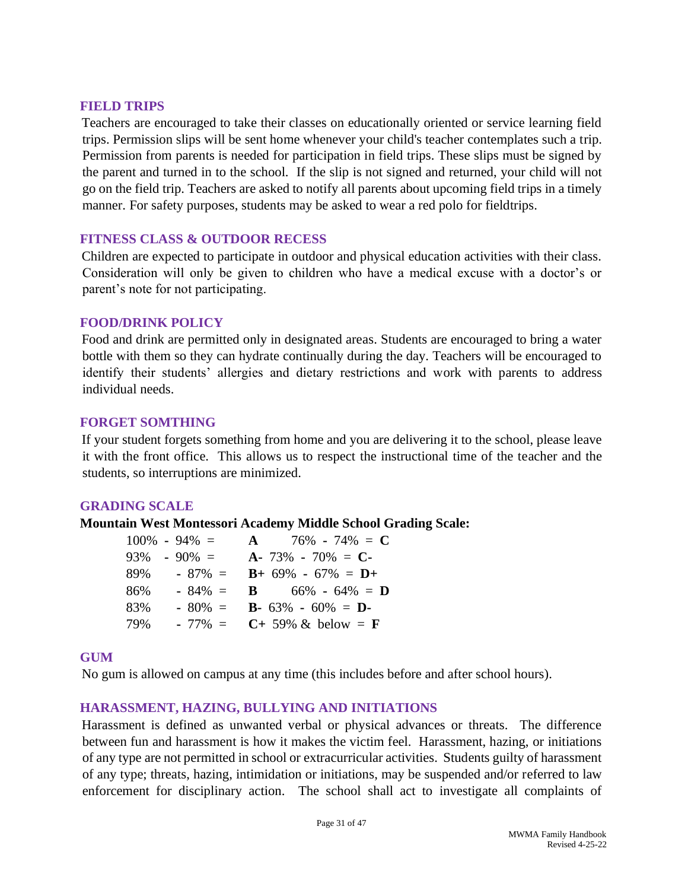## FIELD TRIPS

Teachers are encouraged to take their classes on educationally oriented or service learning field trips. Permission slips will be sent home whenever your child's teacher contemplates such a trip. Permission from parents is needed for participation in field trips. These slips must be signed by the parent and turned in to the school. If the slip is not signed and returned, your child will not go on the field trip. Teachers are asked to notify all parents about upcoming field trips in a timely manner. For safety purposes, students may be asked to wear a red polo for fieldtrips.

## FITNESS CLASS & OUTDOOR RECESS

Children are expected to participate in outdoor and physical education activities with their class. Consideration will only be given to children who have a medical excuse with a doctor's or parent's note for not participating.

## FOOD/DRINK POLICY

Food and drink are permitted only in designated areas. Students are encouraged to bring a water bottle with them so they can hydrate continually during the day. Teachers will be encouraged to identify their students' allergies and dietary restrictions and work with parents to address individual needs.

## FORGET SOMTHING

If your student forgets something from home and you are delivering it to the school, please leave it with the front office. This allows us to respect the instructional time of the teacher and the students, so interruptions are minimized.

## GRADING SCALE

**Mountain West Montessori Academy Middle School Grading Scale:**

| Percentage | Grade | Percentage | Grade |
|---|---|---|---|
| 100% - 94% = | **A** | 76% - 74% = | **C** |
| 93% - 90% = | **A-** | 73% - 70% = | **C-** |
| 89% - 87% = | **B+** | 69% - 67% = | **D+** |
| 86% - 84% = | **B** | 66% - 64% = | **D** |
| 83% - 80% = | **B-** | 63% - 60% = | **D-** |
| 79% - 77% = | **C+** | 59% & below = | **F** |

## GUM

No gum is allowed on campus at any time (this includes before and after school hours).

## HARASSMENT, HAZING, BULLYING AND INITIATIONS

Harassment is defined as unwanted verbal or physical advances or threats. The difference between fun and harassment is how it makes the victim feel. Harassment, hazing, or initiations of any type are not permitted in school or extracurricular activities. Students guilty of harassment of any type; threats, hazing, intimidation or initiations, may be suspended and/or referred to law enforcement for disciplinary action. The school shall act to investigate all complaints of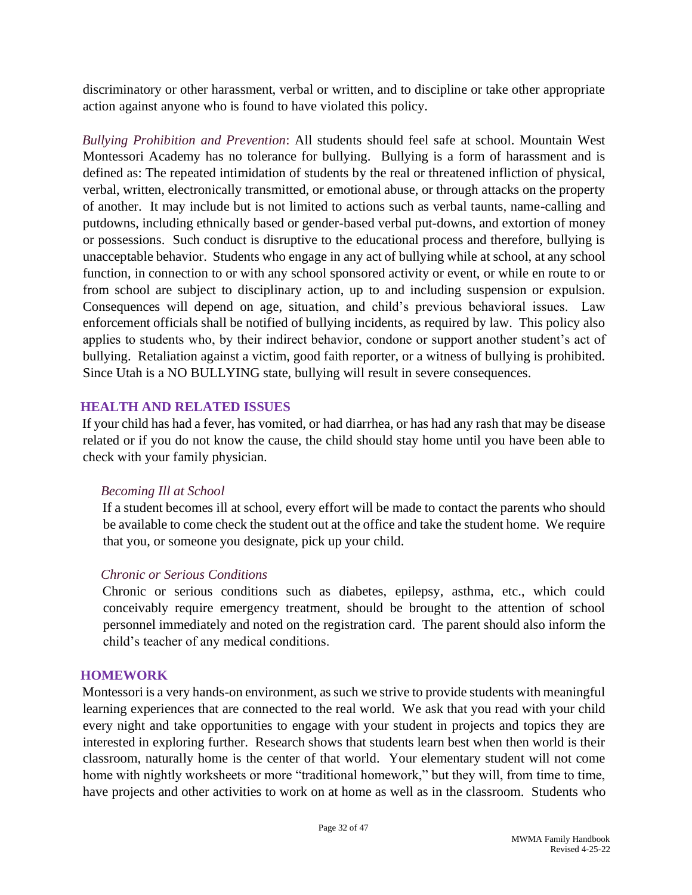discriminatory or other harassment, verbal or written, and to discipline or take other appropriate action against anyone who is found to have violated this policy.

*Bullying Prohibition and Prevention*: All students should feel safe at school. Mountain West Montessori Academy has no tolerance for bullying. Bullying is a form of harassment and is defined as: The repeated intimidation of students by the real or threatened infliction of physical, verbal, written, electronically transmitted, or emotional abuse, or through attacks on the property of another. It may include but is not limited to actions such as verbal taunts, name-calling and putdowns, including ethnically based or gender-based verbal put-downs, and extortion of money or possessions. Such conduct is disruptive to the educational process and therefore, bullying is unacceptable behavior. Students who engage in any act of bullying while at school, at any school function, in connection to or with any school sponsored activity or event, or while en route to or from school are subject to disciplinary action, up to and including suspension or expulsion. Consequences will depend on age, situation, and child's previous behavioral issues. Law enforcement officials shall be notified of bullying incidents, as required by law. This policy also applies to students who, by their indirect behavior, condone or support another student's act of bullying. Retaliation against a victim, good faith reporter, or a witness of bullying is prohibited. Since Utah is a NO BULLYING state, bullying will result in severe consequences.

## HEALTH AND RELATED ISSUES

If your child has had a fever, has vomited, or had diarrhea, or has had any rash that may be disease related or if you do not know the cause, the child should stay home until you have been able to check with your family physician.

### *Becoming Ill at School*

If a student becomes ill at school, every effort will be made to contact the parents who should be available to come check the student out at the office and take the student home. We require that you, or someone you designate, pick up your child.

### *Chronic or Serious Conditions*

Chronic or serious conditions such as diabetes, epilepsy, asthma, etc., which could conceivably require emergency treatment, should be brought to the attention of school personnel immediately and noted on the registration card. The parent should also inform the child's teacher of any medical conditions.

## HOMEWORK

Montessori is a very hands-on environment, as such we strive to provide students with meaningful learning experiences that are connected to the real world. We ask that you read with your child every night and take opportunities to engage with your student in projects and topics they are interested in exploring further. Research shows that students learn best when then world is their classroom, naturally home is the center of that world. Your elementary student will not come home with nightly worksheets or more "traditional homework," but they will, from time to time, have projects and other activities to work on at home as well as in the classroom. Students who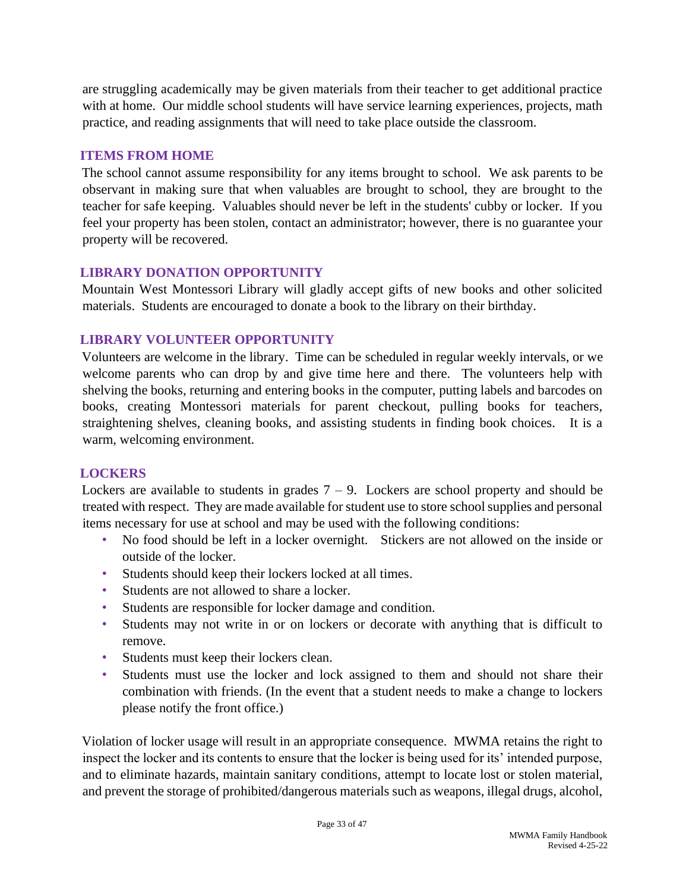are struggling academically may be given materials from their teacher to get additional practice with at home. Our middle school students will have service learning experiences, projects, math practice, and reading assignments that will need to take place outside the classroom.

## ITEMS FROM HOME

The school cannot assume responsibility for any items brought to school. We ask parents to be observant in making sure that when valuables are brought to school, they are brought to the teacher for safe keeping. Valuables should never be left in the students' cubby or locker. If you feel your property has been stolen, contact an administrator; however, there is no guarantee your property will be recovered.

## LIBRARY DONATION OPPORTUNITY

Mountain West Montessori Library will gladly accept gifts of new books and other solicited materials. Students are encouraged to donate a book to the library on their birthday.

## LIBRARY VOLUNTEER OPPORTUNITY

Volunteers are welcome in the library. Time can be scheduled in regular weekly intervals, or we welcome parents who can drop by and give time here and there. The volunteers help with shelving the books, returning and entering books in the computer, putting labels and barcodes on books, creating Montessori materials for parent checkout, pulling books for teachers, straightening shelves, cleaning books, and assisting students in finding book choices. It is a warm, welcoming environment.

## LOCKERS

Lockers are available to students in grades 7 – 9. Lockers are school property and should be treated with respect. They are made available for student use to store school supplies and personal items necessary for use at school and may be used with the following conditions:

- No food should be left in a locker overnight. Stickers are not allowed on the inside or outside of the locker.
- Students should keep their lockers locked at all times.
- Students are not allowed to share a locker.
- Students are responsible for locker damage and condition.
- Students may not write in or on lockers or decorate with anything that is difficult to remove.
- Students must keep their lockers clean.
- Students must use the locker and lock assigned to them and should not share their combination with friends. (In the event that a student needs to make a change to lockers please notify the front office.)

Violation of locker usage will result in an appropriate consequence. MWMA retains the right to inspect the locker and its contents to ensure that the locker is being used for its' intended purpose, and to eliminate hazards, maintain sanitary conditions, attempt to locate lost or stolen material, and prevent the storage of prohibited/dangerous materials such as weapons, illegal drugs, alcohol,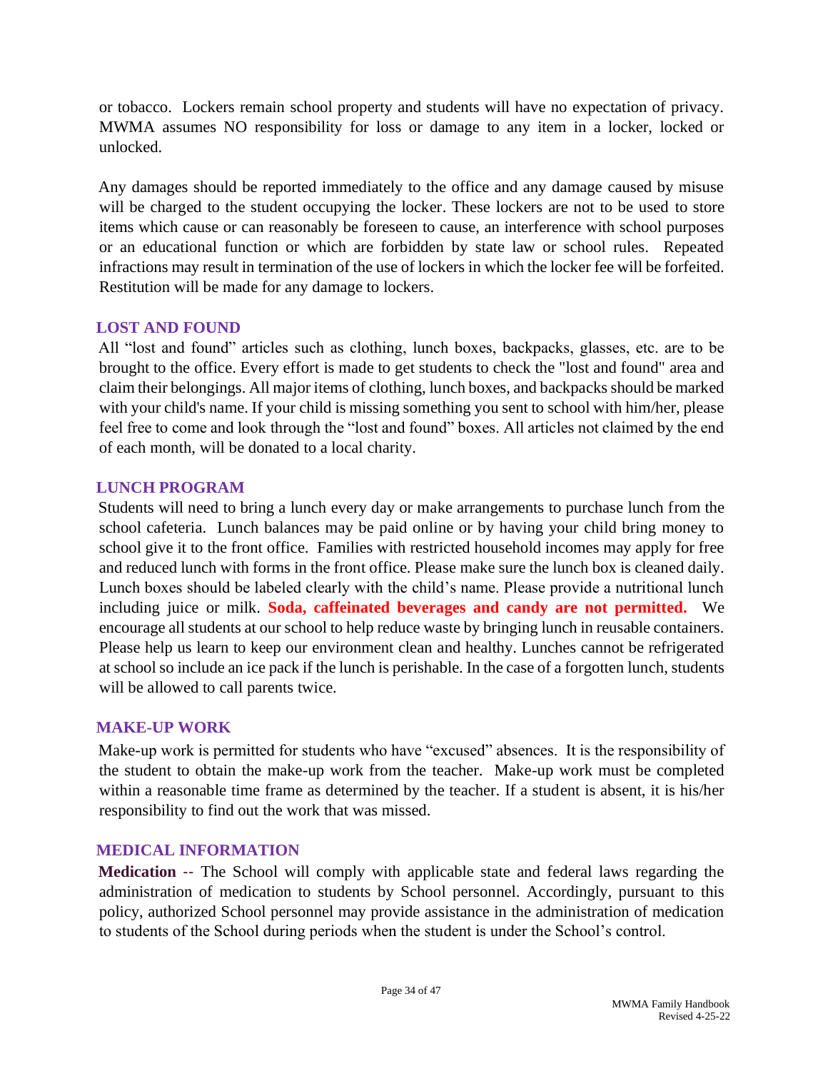or tobacco. Lockers remain school property and students will have no expectation of privacy. MWMA assumes NO responsibility for loss or damage to any item in a locker, locked or unlocked.

Any damages should be reported immediately to the office and any damage caused by misuse will be charged to the student occupying the locker. These lockers are not to be used to store items which cause or can reasonably be foreseen to cause, an interference with school purposes or an educational function or which are forbidden by state law or school rules. Repeated infractions may result in termination of the use of lockers in which the locker fee will be forfeited. Restitution will be made for any damage to lockers.

## LOST AND FOUND

All "lost and found" articles such as clothing, lunch boxes, backpacks, glasses, etc. are to be brought to the office. Every effort is made to get students to check the "lost and found" area and claim their belongings. All major items of clothing, lunch boxes, and backpacks should be marked with your child's name. If your child is missing something you sent to school with him/her, please feel free to come and look through the "lost and found" boxes. All articles not claimed by the end of each month, will be donated to a local charity.

## LUNCH PROGRAM

Students will need to bring a lunch every day or make arrangements to purchase lunch from the school cafeteria. Lunch balances may be paid online or by having your child bring money to school give it to the front office. Families with restricted household incomes may apply for free and reduced lunch with forms in the front office. Please make sure the lunch box is cleaned daily. Lunch boxes should be labeled clearly with the child's name. Please provide a nutritional lunch including juice or milk. **Soda, caffeinated beverages and candy are not permitted.** We encourage all students at our school to help reduce waste by bringing lunch in reusable containers. Please help us learn to keep our environment clean and healthy. Lunches cannot be refrigerated at school so include an ice pack if the lunch is perishable. In the case of a forgotten lunch, students will be allowed to call parents twice.

## MAKE-UP WORK

Make-up work is permitted for students who have "excused" absences. It is the responsibility of the student to obtain the make-up work from the teacher. Make-up work must be completed within a reasonable time frame as determined by the teacher. If a student is absent, it is his/her responsibility to find out the work that was missed.

## MEDICAL INFORMATION

**Medication** -- The School will comply with applicable state and federal laws regarding the administration of medication to students by School personnel. Accordingly, pursuant to this policy, authorized School personnel may provide assistance in the administration of medication to students of the School during periods when the student is under the School's control.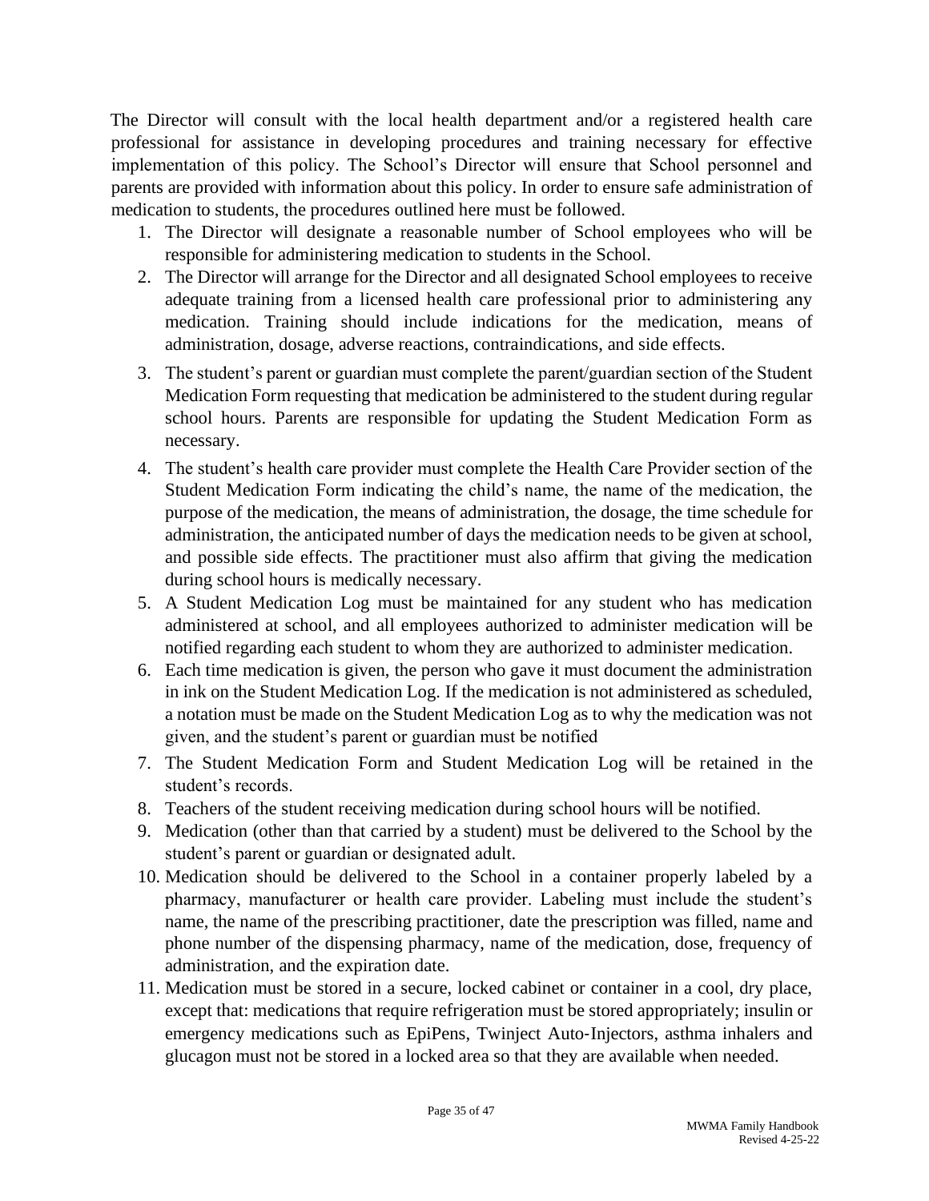The Director will consult with the local health department and/or a registered health care professional for assistance in developing procedures and training necessary for effective implementation of this policy. The School's Director will ensure that School personnel and parents are provided with information about this policy. In order to ensure safe administration of medication to students, the procedures outlined here must be followed.

1. The Director will designate a reasonable number of School employees who will be responsible for administering medication to students in the School.
2. The Director will arrange for the Director and all designated School employees to receive adequate training from a licensed health care professional prior to administering any medication. Training should include indications for the medication, means of administration, dosage, adverse reactions, contraindications, and side effects.
3. The student's parent or guardian must complete the parent/guardian section of the Student Medication Form requesting that medication be administered to the student during regular school hours. Parents are responsible for updating the Student Medication Form as necessary.
4. The student's health care provider must complete the Health Care Provider section of the Student Medication Form indicating the child's name, the name of the medication, the purpose of the medication, the means of administration, the dosage, the time schedule for administration, the anticipated number of days the medication needs to be given at school, and possible side effects. The practitioner must also affirm that giving the medication during school hours is medically necessary.
5. A Student Medication Log must be maintained for any student who has medication administered at school, and all employees authorized to administer medication will be notified regarding each student to whom they are authorized to administer medication.
6. Each time medication is given, the person who gave it must document the administration in ink on the Student Medication Log. If the medication is not administered as scheduled, a notation must be made on the Student Medication Log as to why the medication was not given, and the student's parent or guardian must be notified
7. The Student Medication Form and Student Medication Log will be retained in the student's records.
8. Teachers of the student receiving medication during school hours will be notified.
9. Medication (other than that carried by a student) must be delivered to the School by the student's parent or guardian or designated adult.
10. Medication should be delivered to the School in a container properly labeled by a pharmacy, manufacturer or health care provider. Labeling must include the student's name, the name of the prescribing practitioner, date the prescription was filled, name and phone number of the dispensing pharmacy, name of the medication, dose, frequency of administration, and the expiration date.
11. Medication must be stored in a secure, locked cabinet or container in a cool, dry place, except that: medications that require refrigeration must be stored appropriately; insulin or emergency medications such as EpiPens, Twinject Auto-Injectors, asthma inhalers and glucagon must not be stored in a locked area so that they are available when needed.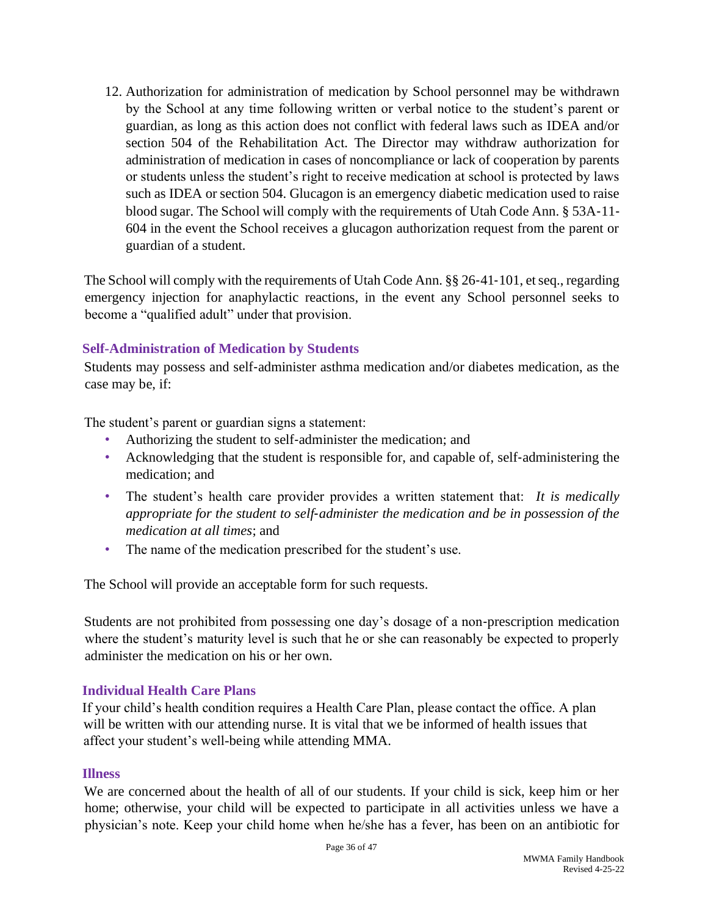12. Authorization for administration of medication by School personnel may be withdrawn by the School at any time following written or verbal notice to the student's parent or guardian, as long as this action does not conflict with federal laws such as IDEA and/or section 504 of the Rehabilitation Act. The Director may withdraw authorization for administration of medication in cases of noncompliance or lack of cooperation by parents or students unless the student's right to receive medication at school is protected by laws such as IDEA or section 504. Glucagon is an emergency diabetic medication used to raise blood sugar. The School will comply with the requirements of Utah Code Ann. § 53A-11-604 in the event the School receives a glucagon authorization request from the parent or guardian of a student.

The School will comply with the requirements of Utah Code Ann. §§ 26-41-101, et seq., regarding emergency injection for anaphylactic reactions, in the event any School personnel seeks to become a "qualified adult" under that provision.

### Self-Administration of Medication by Students

Students may possess and self-administer asthma medication and/or diabetes medication, as the case may be, if:

The student's parent or guardian signs a statement:

- Authorizing the student to self-administer the medication; and
- Acknowledging that the student is responsible for, and capable of, self-administering the medication; and
- The student's health care provider provides a written statement that: *It is medically appropriate for the student to self-administer the medication and be in possession of the medication at all times*; and
- The name of the medication prescribed for the student's use.

The School will provide an acceptable form for such requests.

Students are not prohibited from possessing one day's dosage of a non-prescription medication where the student's maturity level is such that he or she can reasonably be expected to properly administer the medication on his or her own.

### Individual Health Care Plans

If your child's health condition requires a Health Care Plan, please contact the office. A plan will be written with our attending nurse. It is vital that we be informed of health issues that affect your student's well-being while attending MMA.

### Illness

We are concerned about the health of all of our students. If your child is sick, keep him or her home; otherwise, your child will be expected to participate in all activities unless we have a physician's note. Keep your child home when he/she has a fever, has been on an antibiotic for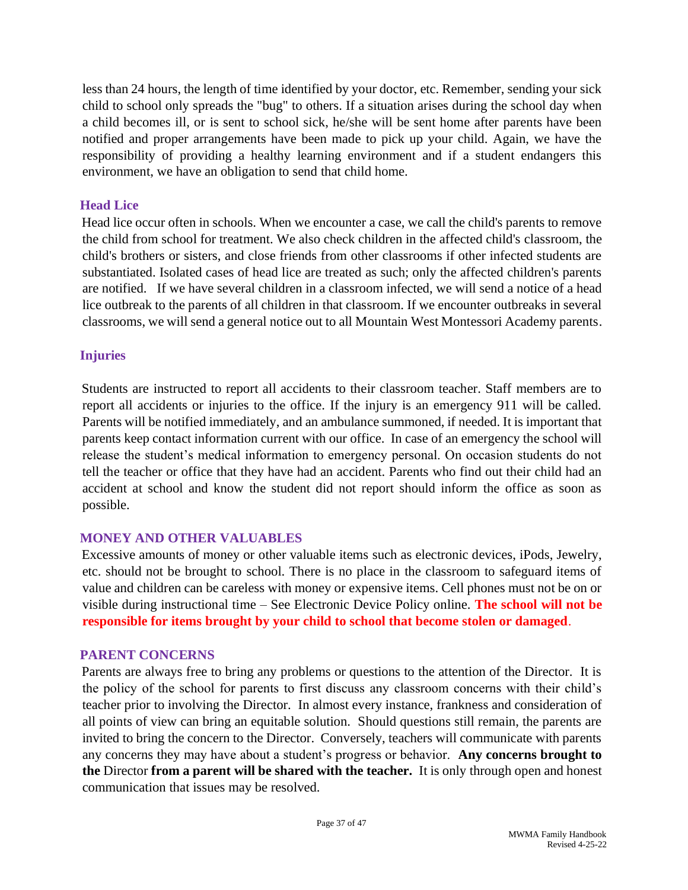less than 24 hours, the length of time identified by your doctor, etc. Remember, sending your sick child to school only spreads the "bug" to others. If a situation arises during the school day when a child becomes ill, or is sent to school sick, he/she will be sent home after parents have been notified and proper arrangements have been made to pick up your child. Again, we have the responsibility of providing a healthy learning environment and if a student endangers this environment, we have an obligation to send that child home.

## Head Lice

Head lice occur often in schools. When we encounter a case, we call the child's parents to remove the child from school for treatment. We also check children in the affected child's classroom, the child's brothers or sisters, and close friends from other classrooms if other infected students are substantiated. Isolated cases of head lice are treated as such; only the affected children's parents are notified. If we have several children in a classroom infected, we will send a notice of a head lice outbreak to the parents of all children in that classroom. If we encounter outbreaks in several classrooms, we will send a general notice out to all Mountain West Montessori Academy parents.

## Injuries

Students are instructed to report all accidents to their classroom teacher. Staff members are to report all accidents or injuries to the office. If the injury is an emergency 911 will be called. Parents will be notified immediately, and an ambulance summoned, if needed. It is important that parents keep contact information current with our office. In case of an emergency the school will release the student's medical information to emergency personal. On occasion students do not tell the teacher or office that they have had an accident. Parents who find out their child had an accident at school and know the student did not report should inform the office as soon as possible.

## MONEY AND OTHER VALUABLES

Excessive amounts of money or other valuable items such as electronic devices, iPods, Jewelry, etc. should not be brought to school. There is no place in the classroom to safeguard items of value and children can be careless with money or expensive items. Cell phones must not be on or visible during instructional time – See Electronic Device Policy online. **The school will not be responsible for items brought by your child to school that become stolen or damaged**.

## PARENT CONCERNS

Parents are always free to bring any problems or questions to the attention of the Director. It is the policy of the school for parents to first discuss any classroom concerns with their child's teacher prior to involving the Director. In almost every instance, frankness and consideration of all points of view can bring an equitable solution. Should questions still remain, the parents are invited to bring the concern to the Director. Conversely, teachers will communicate with parents any concerns they may have about a student's progress or behavior. **Any concerns brought to the** Director **from a parent will be shared with the teacher.** It is only through open and honest communication that issues may be resolved.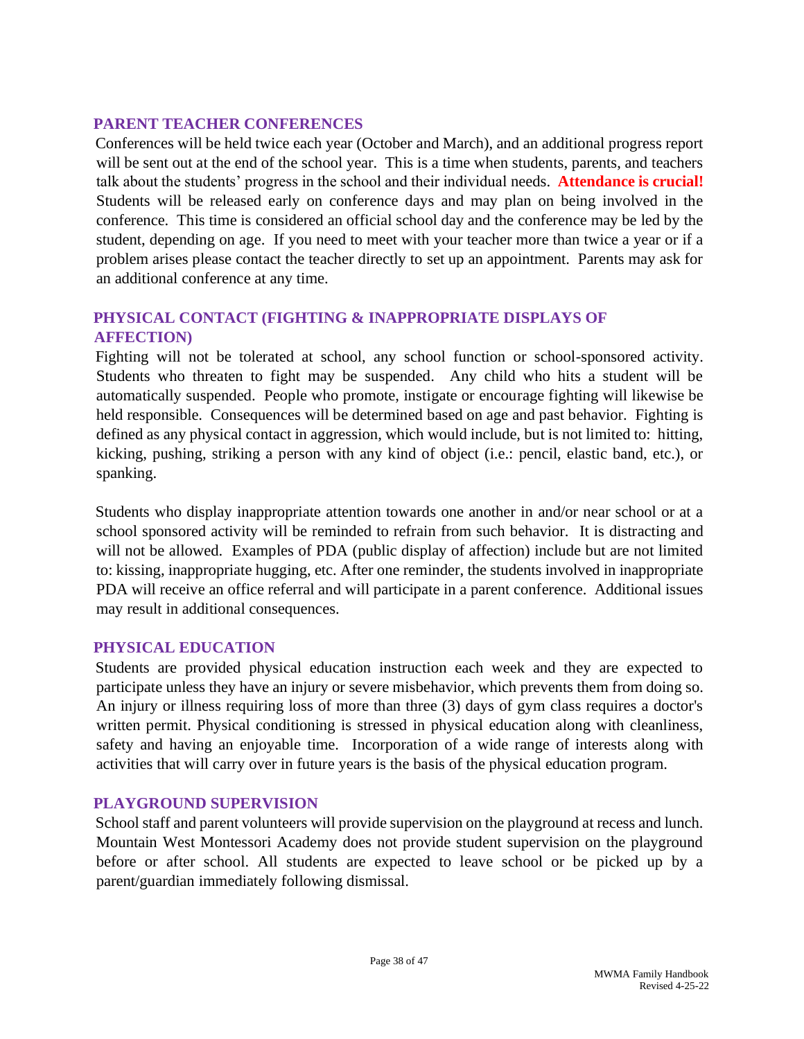## PARENT TEACHER CONFERENCES

Conferences will be held twice each year (October and March), and an additional progress report will be sent out at the end of the school year. This is a time when students, parents, and teachers talk about the students' progress in the school and their individual needs. **Attendance is crucial!** Students will be released early on conference days and may plan on being involved in the conference. This time is considered an official school day and the conference may be led by the student, depending on age. If you need to meet with your teacher more than twice a year or if a problem arises please contact the teacher directly to set up an appointment. Parents may ask for an additional conference at any time.

## PHYSICAL CONTACT (FIGHTING & INAPPROPRIATE DISPLAYS OF AFFECTION)

Fighting will not be tolerated at school, any school function or school-sponsored activity. Students who threaten to fight may be suspended. Any child who hits a student will be automatically suspended. People who promote, instigate or encourage fighting will likewise be held responsible. Consequences will be determined based on age and past behavior. Fighting is defined as any physical contact in aggression, which would include, but is not limited to: hitting, kicking, pushing, striking a person with any kind of object (i.e.: pencil, elastic band, etc.), or spanking.

Students who display inappropriate attention towards one another in and/or near school or at a school sponsored activity will be reminded to refrain from such behavior. It is distracting and will not be allowed. Examples of PDA (public display of affection) include but are not limited to: kissing, inappropriate hugging, etc. After one reminder, the students involved in inappropriate PDA will receive an office referral and will participate in a parent conference. Additional issues may result in additional consequences.

## PHYSICAL EDUCATION

Students are provided physical education instruction each week and they are expected to participate unless they have an injury or severe misbehavior, which prevents them from doing so. An injury or illness requiring loss of more than three (3) days of gym class requires a doctor's written permit. Physical conditioning is stressed in physical education along with cleanliness, safety and having an enjoyable time. Incorporation of a wide range of interests along with activities that will carry over in future years is the basis of the physical education program.

## PLAYGROUND SUPERVISION

School staff and parent volunteers will provide supervision on the playground at recess and lunch. Mountain West Montessori Academy does not provide student supervision on the playground before or after school. All students are expected to leave school or be picked up by a parent/guardian immediately following dismissal.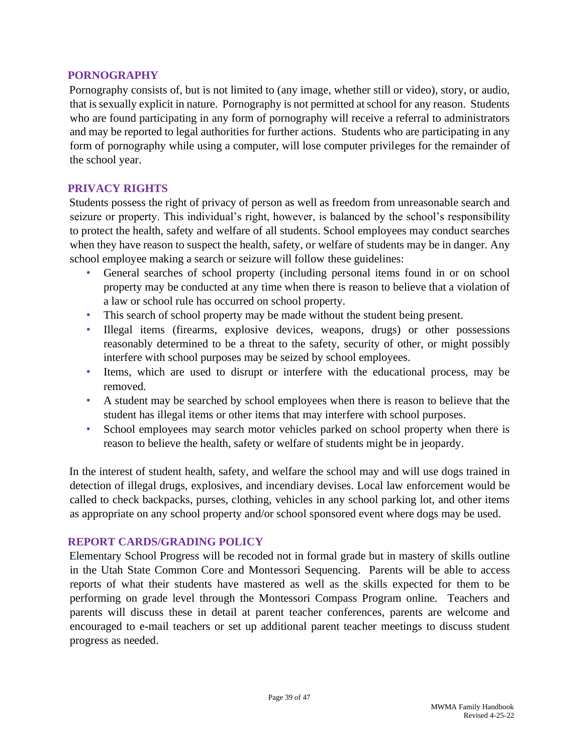## PORNOGRAPHY

Pornography consists of, but is not limited to (any image, whether still or video), story, or audio, that is sexually explicit in nature. Pornography is not permitted at school for any reason. Students who are found participating in any form of pornography will receive a referral to administrators and may be reported to legal authorities for further actions. Students who are participating in any form of pornography while using a computer, will lose computer privileges for the remainder of the school year.

## PRIVACY RIGHTS

Students possess the right of privacy of person as well as freedom from unreasonable search and seizure or property. This individual's right, however, is balanced by the school's responsibility to protect the health, safety and welfare of all students. School employees may conduct searches when they have reason to suspect the health, safety, or welfare of students may be in danger. Any school employee making a search or seizure will follow these guidelines:

- General searches of school property (including personal items found in or on school property may be conducted at any time when there is reason to believe that a violation of a law or school rule has occurred on school property.
- This search of school property may be made without the student being present.
- Illegal items (firearms, explosive devices, weapons, drugs) or other possessions reasonably determined to be a threat to the safety, security of other, or might possibly interfere with school purposes may be seized by school employees.
- Items, which are used to disrupt or interfere with the educational process, may be removed.
- A student may be searched by school employees when there is reason to believe that the student has illegal items or other items that may interfere with school purposes.
- School employees may search motor vehicles parked on school property when there is reason to believe the health, safety or welfare of students might be in jeopardy.

In the interest of student health, safety, and welfare the school may and will use dogs trained in detection of illegal drugs, explosives, and incendiary devises. Local law enforcement would be called to check backpacks, purses, clothing, vehicles in any school parking lot, and other items as appropriate on any school property and/or school sponsored event where dogs may be used.

## REPORT CARDS/GRADING POLICY

Elementary School Progress will be recoded not in formal grade but in mastery of skills outline in the Utah State Common Core and Montessori Sequencing. Parents will be able to access reports of what their students have mastered as well as the skills expected for them to be performing on grade level through the Montessori Compass Program online. Teachers and parents will discuss these in detail at parent teacher conferences, parents are welcome and encouraged to e-mail teachers or set up additional parent teacher meetings to discuss student progress as needed.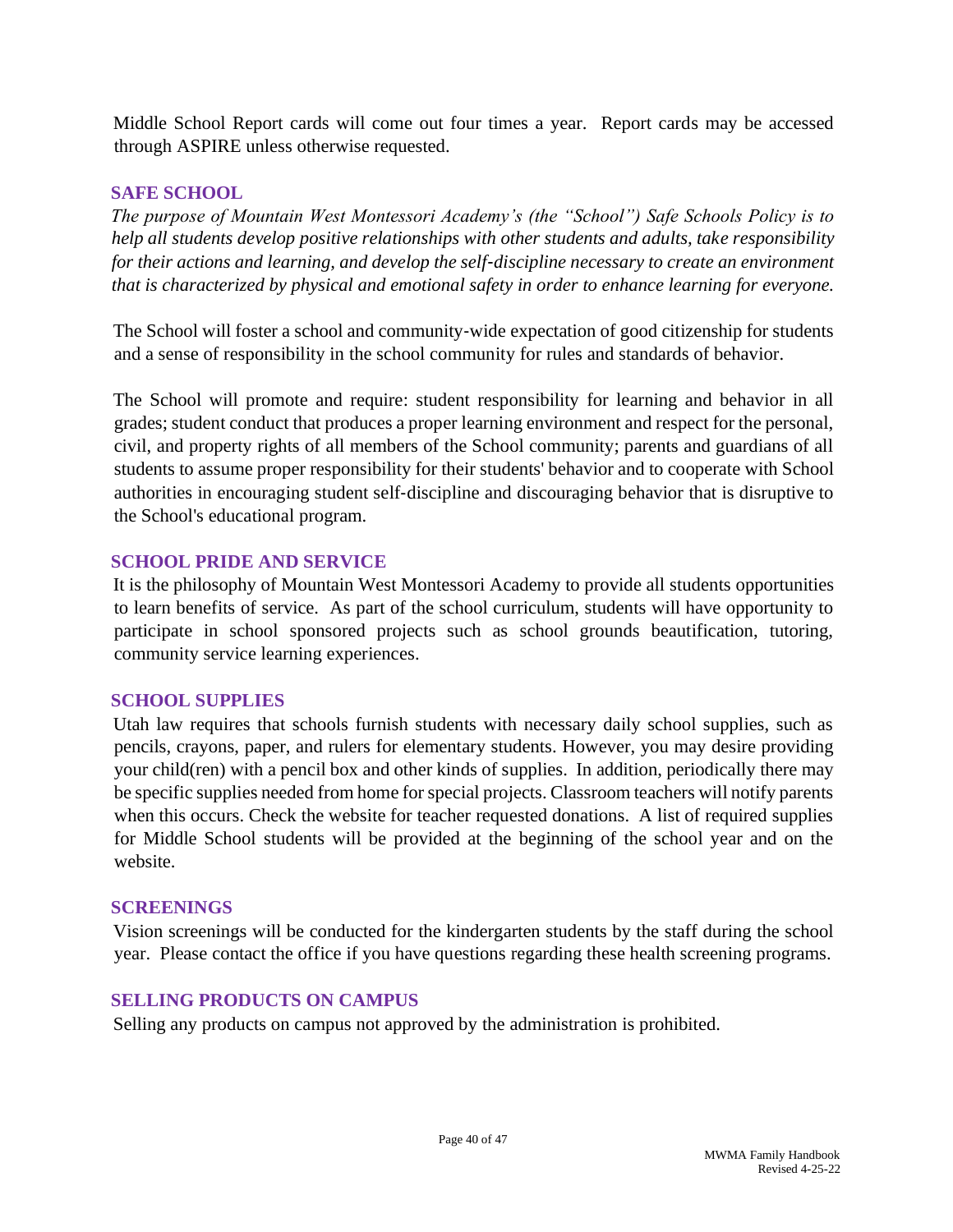Middle School Report cards will come out four times a year. Report cards may be accessed through ASPIRE unless otherwise requested.

## SAFE SCHOOL

*The purpose of Mountain West Montessori Academy's (the "School") Safe Schools Policy is to help all students develop positive relationships with other students and adults, take responsibility for their actions and learning, and develop the self-discipline necessary to create an environment that is characterized by physical and emotional safety in order to enhance learning for everyone.*

The School will foster a school and community-wide expectation of good citizenship for students and a sense of responsibility in the school community for rules and standards of behavior.

The School will promote and require: student responsibility for learning and behavior in all grades; student conduct that produces a proper learning environment and respect for the personal, civil, and property rights of all members of the School community; parents and guardians of all students to assume proper responsibility for their students' behavior and to cooperate with School authorities in encouraging student self-discipline and discouraging behavior that is disruptive to the School's educational program.

## SCHOOL PRIDE AND SERVICE

It is the philosophy of Mountain West Montessori Academy to provide all students opportunities to learn benefits of service. As part of the school curriculum, students will have opportunity to participate in school sponsored projects such as school grounds beautification, tutoring, community service learning experiences.

## SCHOOL SUPPLIES

Utah law requires that schools furnish students with necessary daily school supplies, such as pencils, crayons, paper, and rulers for elementary students. However, you may desire providing your child(ren) with a pencil box and other kinds of supplies. In addition, periodically there may be specific supplies needed from home for special projects. Classroom teachers will notify parents when this occurs. Check the website for teacher requested donations. A list of required supplies for Middle School students will be provided at the beginning of the school year and on the website.

## SCREENINGS

Vision screenings will be conducted for the kindergarten students by the staff during the school year. Please contact the office if you have questions regarding these health screening programs.

## SELLING PRODUCTS ON CAMPUS

Selling any products on campus not approved by the administration is prohibited.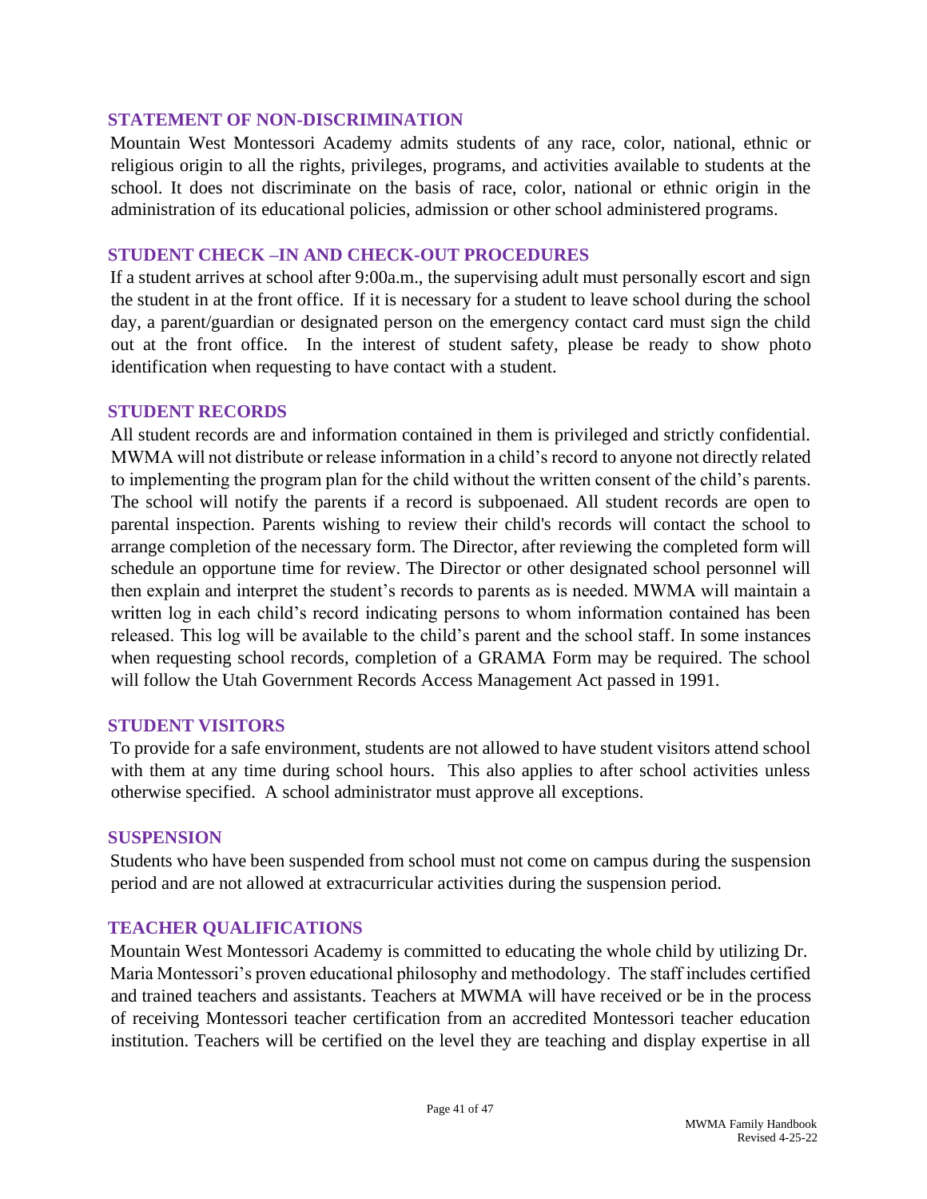## STATEMENT OF NON-DISCRIMINATION

Mountain West Montessori Academy admits students of any race, color, national, ethnic or religious origin to all the rights, privileges, programs, and activities available to students at the school. It does not discriminate on the basis of race, color, national or ethnic origin in the administration of its educational policies, admission or other school administered programs.

## STUDENT CHECK –IN AND CHECK-OUT PROCEDURES

If a student arrives at school after 9:00a.m., the supervising adult must personally escort and sign the student in at the front office. If it is necessary for a student to leave school during the school day, a parent/guardian or designated person on the emergency contact card must sign the child out at the front office. In the interest of student safety, please be ready to show photo identification when requesting to have contact with a student.

## STUDENT RECORDS

All student records are and information contained in them is privileged and strictly confidential. MWMA will not distribute or release information in a child's record to anyone not directly related to implementing the program plan for the child without the written consent of the child's parents. The school will notify the parents if a record is subpoenaed. All student records are open to parental inspection. Parents wishing to review their child's records will contact the school to arrange completion of the necessary form. The Director, after reviewing the completed form will schedule an opportune time for review. The Director or other designated school personnel will then explain and interpret the student's records to parents as is needed. MWMA will maintain a written log in each child's record indicating persons to whom information contained has been released. This log will be available to the child's parent and the school staff. In some instances when requesting school records, completion of a GRAMA Form may be required. The school will follow the Utah Government Records Access Management Act passed in 1991.

## STUDENT VISITORS

To provide for a safe environment, students are not allowed to have student visitors attend school with them at any time during school hours. This also applies to after school activities unless otherwise specified. A school administrator must approve all exceptions.

## SUSPENSION

Students who have been suspended from school must not come on campus during the suspension period and are not allowed at extracurricular activities during the suspension period.

## TEACHER QUALIFICATIONS

Mountain West Montessori Academy is committed to educating the whole child by utilizing Dr. Maria Montessori's proven educational philosophy and methodology. The staff includes certified and trained teachers and assistants. Teachers at MWMA will have received or be in the process of receiving Montessori teacher certification from an accredited Montessori teacher education institution. Teachers will be certified on the level they are teaching and display expertise in all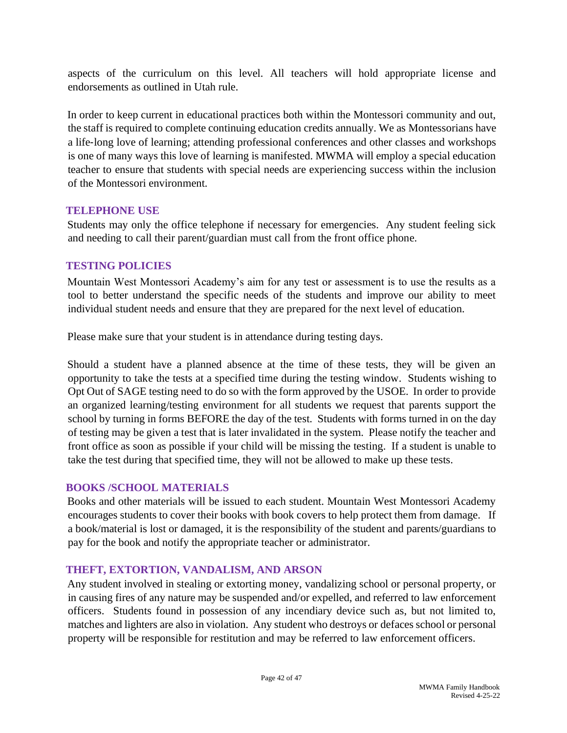aspects of the curriculum on this level. All teachers will hold appropriate license and endorsements as outlined in Utah rule.

In order to keep current in educational practices both within the Montessori community and out, the staff is required to complete continuing education credits annually. We as Montessorians have a life-long love of learning; attending professional conferences and other classes and workshops is one of many ways this love of learning is manifested. MWMA will employ a special education teacher to ensure that students with special needs are experiencing success within the inclusion of the Montessori environment.

## TELEPHONE USE

Students may only the office telephone if necessary for emergencies. Any student feeling sick and needing to call their parent/guardian must call from the front office phone.

## TESTING POLICIES

Mountain West Montessori Academy's aim for any test or assessment is to use the results as a tool to better understand the specific needs of the students and improve our ability to meet individual student needs and ensure that they are prepared for the next level of education.

Please make sure that your student is in attendance during testing days.

Should a student have a planned absence at the time of these tests, they will be given an opportunity to take the tests at a specified time during the testing window. Students wishing to Opt Out of SAGE testing need to do so with the form approved by the USOE. In order to provide an organized learning/testing environment for all students we request that parents support the school by turning in forms BEFORE the day of the test. Students with forms turned in on the day of testing may be given a test that is later invalidated in the system. Please notify the teacher and front office as soon as possible if your child will be missing the testing. If a student is unable to take the test during that specified time, they will not be allowed to make up these tests.

## BOOKS /SCHOOL MATERIALS

Books and other materials will be issued to each student. Mountain West Montessori Academy encourages students to cover their books with book covers to help protect them from damage. If a book/material is lost or damaged, it is the responsibility of the student and parents/guardians to pay for the book and notify the appropriate teacher or administrator.

## THEFT, EXTORTION, VANDALISM, AND ARSON

Any student involved in stealing or extorting money, vandalizing school or personal property, or in causing fires of any nature may be suspended and/or expelled, and referred to law enforcement officers. Students found in possession of any incendiary device such as, but not limited to, matches and lighters are also in violation. Any student who destroys or defaces school or personal property will be responsible for restitution and may be referred to law enforcement officers.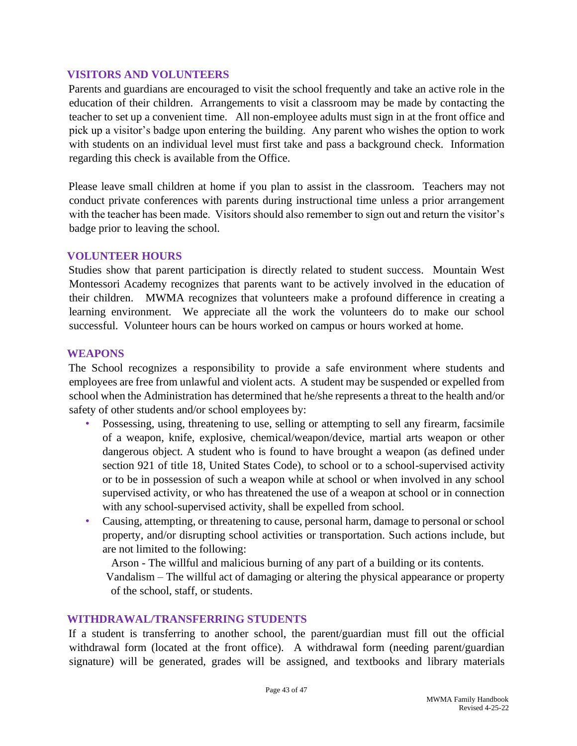## VISITORS AND VOLUNTEERS

Parents and guardians are encouraged to visit the school frequently and take an active role in the education of their children. Arrangements to visit a classroom may be made by contacting the teacher to set up a convenient time. All non-employee adults must sign in at the front office and pick up a visitor's badge upon entering the building. Any parent who wishes the option to work with students on an individual level must first take and pass a background check. Information regarding this check is available from the Office.

Please leave small children at home if you plan to assist in the classroom. Teachers may not conduct private conferences with parents during instructional time unless a prior arrangement with the teacher has been made. Visitors should also remember to sign out and return the visitor's badge prior to leaving the school.

## VOLUNTEER HOURS

Studies show that parent participation is directly related to student success. Mountain West Montessori Academy recognizes that parents want to be actively involved in the education of their children. MWMA recognizes that volunteers make a profound difference in creating a learning environment. We appreciate all the work the volunteers do to make our school successful. Volunteer hours can be hours worked on campus or hours worked at home.

## WEAPONS

The School recognizes a responsibility to provide a safe environment where students and employees are free from unlawful and violent acts. A student may be suspended or expelled from school when the Administration has determined that he/she represents a threat to the health and/or safety of other students and/or school employees by:

- Possessing, using, threatening to use, selling or attempting to sell any firearm, facsimile of a weapon, knife, explosive, chemical/weapon/device, martial arts weapon or other dangerous object. A student who is found to have brought a weapon (as defined under section 921 of title 18, United States Code), to school or to a school-supervised activity or to be in possession of such a weapon while at school or when involved in any school supervised activity, or who has threatened the use of a weapon at school or in connection with any school-supervised activity, shall be expelled from school.
- Causing, attempting, or threatening to cause, personal harm, damage to personal or school property, and/or disrupting school activities or transportation. Such actions include, but are not limited to the following:

  Arson - The willful and malicious burning of any part of a building or its contents.

  Vandalism – The willful act of damaging or altering the physical appearance or property of the school, staff, or students.

## WITHDRAWAL/TRANSFERRING STUDENTS

If a student is transferring to another school, the parent/guardian must fill out the official withdrawal form (located at the front office). A withdrawal form (needing parent/guardian signature) will be generated, grades will be assigned, and textbooks and library materials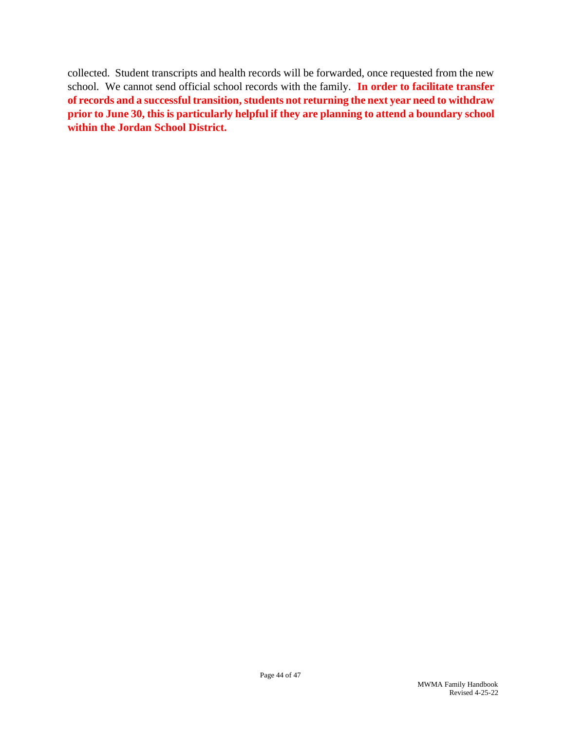collected. Student transcripts and health records will be forwarded, once requested from the new school. We cannot send official school records with the family. **In order to facilitate transfer of records and a successful transition, students not returning the next year need to withdraw prior to June 30, this is particularly helpful if they are planning to attend a boundary school within the Jordan School District.**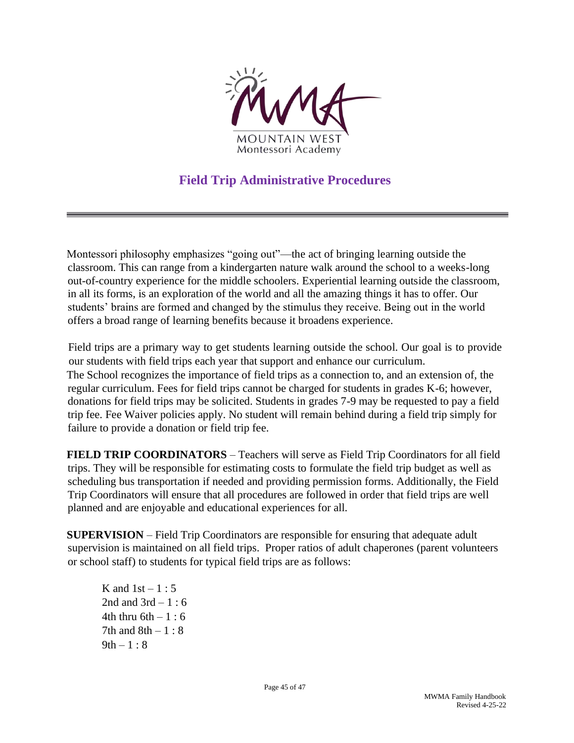MOUNTAIN WEST
Montessori Academy

# Field Trip Administrative Procedures

Montessori philosophy emphasizes "going out"—the act of bringing learning outside the classroom. This can range from a kindergarten nature walk around the school to a weeks-long out-of-country experience for the middle schoolers. Experiential learning outside the classroom, in all its forms, is an exploration of the world and all the amazing things it has to offer. Our students' brains are formed and changed by the stimulus they receive. Being out in the world offers a broad range of learning benefits because it broadens experience.

Field trips are a primary way to get students learning outside the school. Our goal is to provide our students with field trips each year that support and enhance our curriculum. The School recognizes the importance of field trips as a connection to, and an extension of, the regular curriculum. Fees for field trips cannot be charged for students in grades K-6; however, donations for field trips may be solicited. Students in grades 7-9 may be requested to pay a field trip fee. Fee Waiver policies apply. No student will remain behind during a field trip simply for failure to provide a donation or field trip fee.

**FIELD TRIP COORDINATORS** – Teachers will serve as Field Trip Coordinators for all field trips. They will be responsible for estimating costs to formulate the field trip budget as well as scheduling bus transportation if needed and providing permission forms. Additionally, the Field Trip Coordinators will ensure that all procedures are followed in order that field trips are well planned and are enjoyable and educational experiences for all.

**SUPERVISION** – Field Trip Coordinators are responsible for ensuring that adequate adult supervision is maintained on all field trips. Proper ratios of adult chaperones (parent volunteers or school staff) to students for typical field trips are as follows:

K and 1st – 1 : 5
2nd and 3rd – 1 : 6
4th thru 6th – 1 : 6
7th and 8th – 1 : 8
9th – 1 : 8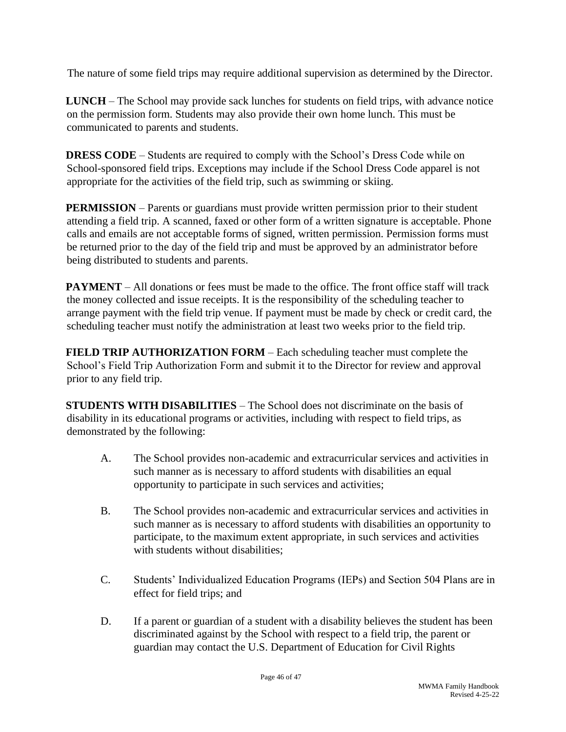The nature of some field trips may require additional supervision as determined by the Director.

**LUNCH** – The School may provide sack lunches for students on field trips, with advance notice on the permission form. Students may also provide their own home lunch. This must be communicated to parents and students.

**DRESS CODE** – Students are required to comply with the School's Dress Code while on School-sponsored field trips. Exceptions may include if the School Dress Code apparel is not appropriate for the activities of the field trip, such as swimming or skiing.

**PERMISSION** – Parents or guardians must provide written permission prior to their student attending a field trip. A scanned, faxed or other form of a written signature is acceptable. Phone calls and emails are not acceptable forms of signed, written permission. Permission forms must be returned prior to the day of the field trip and must be approved by an administrator before being distributed to students and parents.

**PAYMENT** – All donations or fees must be made to the office. The front office staff will track the money collected and issue receipts. It is the responsibility of the scheduling teacher to arrange payment with the field trip venue. If payment must be made by check or credit card, the scheduling teacher must notify the administration at least two weeks prior to the field trip.

**FIELD TRIP AUTHORIZATION FORM** – Each scheduling teacher must complete the School's Field Trip Authorization Form and submit it to the Director for review and approval prior to any field trip.

**STUDENTS WITH DISABILITIES** – The School does not discriminate on the basis of disability in its educational programs or activities, including with respect to field trips, as demonstrated by the following:

A. The School provides non-academic and extracurricular services and activities in such manner as is necessary to afford students with disabilities an equal opportunity to participate in such services and activities;

B. The School provides non-academic and extracurricular services and activities in such manner as is necessary to afford students with disabilities an opportunity to participate, to the maximum extent appropriate, in such services and activities with students without disabilities;

C. Students' Individualized Education Programs (IEPs) and Section 504 Plans are in effect for field trips; and

D. If a parent or guardian of a student with a disability believes the student has been discriminated against by the School with respect to a field trip, the parent or guardian may contact the U.S. Department of Education for Civil Rights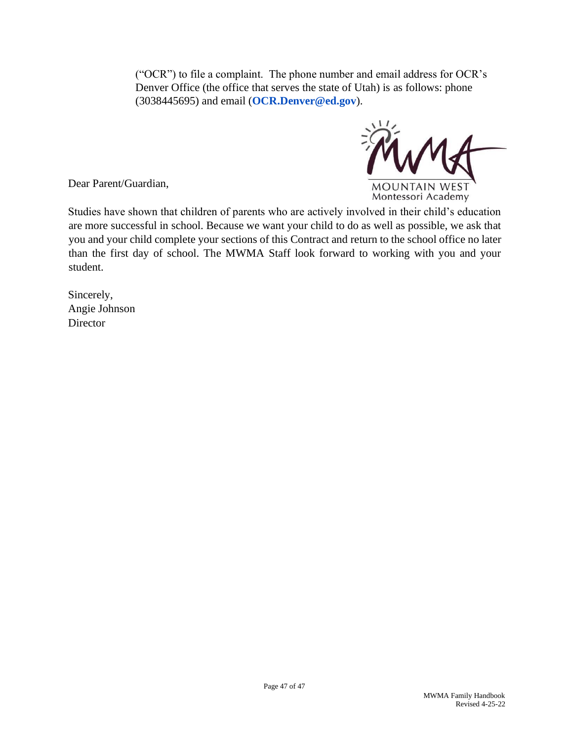("OCR") to file a complaint. The phone number and email address for OCR's Denver Office (the office that serves the state of Utah) is as follows: phone (3038445695) and email (**OCR.Denver@ed.gov**).

MOUNTAIN WEST
Montessori Academy

Dear Parent/Guardian,

Studies have shown that children of parents who are actively involved in their child's education are more successful in school. Because we want your child to do as well as possible, we ask that you and your child complete your sections of this Contract and return to the school office no later than the first day of school. The MWMA Staff look forward to working with you and your student.

Sincerely,
Angie Johnson
Director